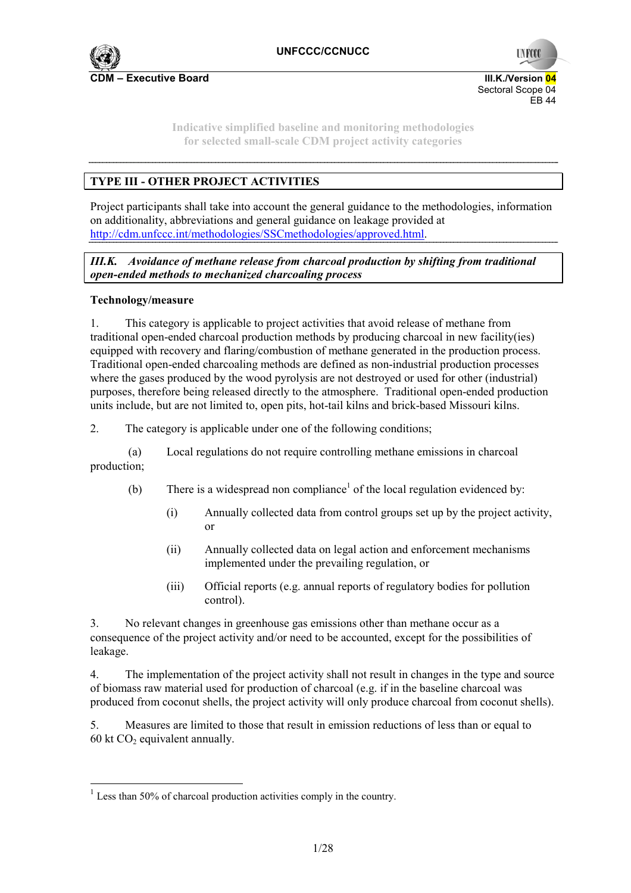Indicative simplified baseline and monitoring methodologies for selected small-scale CDM project activity categories

## TYPE III - OTHER PROJECT ACTIVITIES

Project participants shall take into account the general guidance to the methodologies, information on additionality, abbreviations and general guidance on leakage provided at http://cdm.unfccc.int/methodologies/SSCmethodologies/approved.html.

### *III.K. Avoidance of methane release from charcoal production by shifting from traditional open-ended methods to mechanized charcoaling process*

**Technology/measure**

1. This category is applicable to project activities that avoid release of methane from traditional open-ended charcoal production methods by producing charcoal in new facility(ies) equipped with recovery and flaring/combustion of methane generated in the production process. Traditional open-ended charcoaling methods are defined as non-industrial production processes where the gases produced by the wood pyrolysis are not destroyed or used for other (industrial) purposes, therefore being released directly to the atmosphere. Traditional open-ended production units include, but are not limited to, open pits, hot-tail kilns and brick-based Missouri kilns.

2. The category is applicable under one of the following conditions;

   (a) Local regulations do not require controlling methane emissions in charcoal production;

   (b) There is a widespread non compliance[1] of the local regulation evidenced by:

      (i) Annually collected data from control groups set up by the project activity, or

      (ii) Annually collected data on legal action and enforcement mechanisms implemented under the prevailing regulation, or

      (iii) Official reports (e.g. annual reports of regulatory bodies for pollution control).

3. No relevant changes in greenhouse gas emissions other than methane occur as a consequence of the project activity and/or need to be accounted, except for the possibilities of leakage.

4. The implementation of the project activity shall not result in changes in the type and source of biomass raw material used for production of charcoal (e.g. if in the baseline charcoal was produced from coconut shells, the project activity will only produce charcoal from coconut shells).

5. Measures are limited to those that result in emission reductions of less than or equal to 60 kt $CO_2$ equivalent annually.

---

[1] Less than 50% of charcoal production activities comply in the country.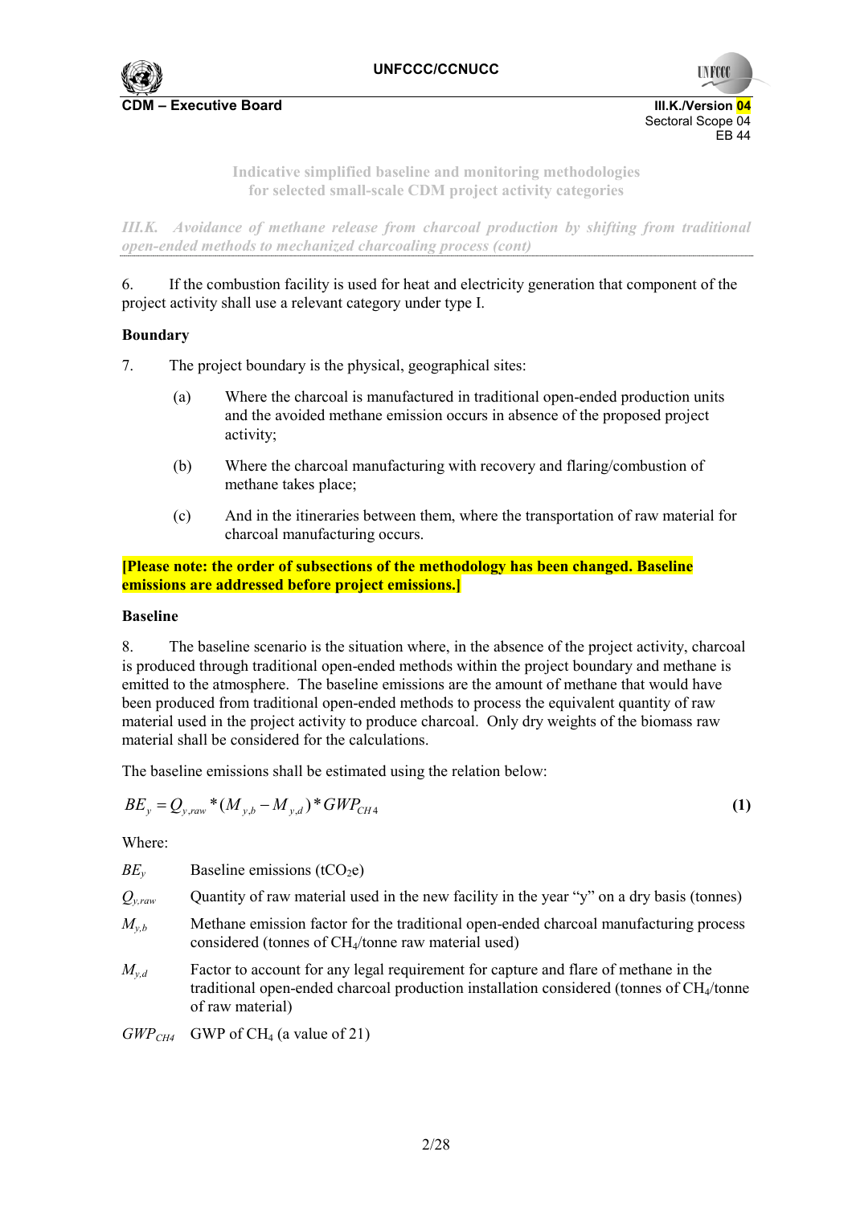6. If the combustion facility is used for heat and electricity generation that component of the project activity shall use a relevant category under type I.

### Boundary

7. The project boundary is the physical, geographical sites:

   (a) Where the charcoal is manufactured in traditional open-ended production units and the avoided methane emission occurs in absence of the proposed project activity;

   (b) Where the charcoal manufacturing with recovery and flaring/combustion of methane takes place;

   (c) And in the itineraries between them, where the transportation of raw material for charcoal manufacturing occurs.

**[Please note: the order of subsections of the methodology has been changed. Baseline emissions are addressed before project emissions.]**

### Baseline

8. The baseline scenario is the situation where, in the absence of the project activity, charcoal is produced through traditional open-ended methods within the project boundary and methane is emitted to the atmosphere. The baseline emissions are the amount of methane that would have been produced from traditional open-ended methods to process the equivalent quantity of raw material used in the project activity to produce charcoal. Only dry weights of the biomass raw material shall be considered for the calculations.

The baseline emissions shall be estimated using the relation below:

$$BE_y = Q_{y,raw} * (M_{y,b} - M_{y,d}) * GWP_{CH4} \quad \textbf{(1)}$$

Where:

| | |
|---|---|
| $BE_y$ | Baseline emissions ($tCO_2e$) |
| $Q_{y,raw}$ | Quantity of raw material used in the new facility in the year "y" on a dry basis (tonnes) |
| $M_{y,b}$ | Methane emission factor for the traditional open-ended charcoal manufacturing process considered (tonnes of $CH_4$/tonne raw material used) |
| $M_{y,d}$ | Factor to account for any legal requirement for capture and flare of methane in the traditional open-ended charcoal production installation considered (tonnes of $CH_4$/tonne of raw material) |
| $GWP_{CH4}$ | GWP of $CH_4$ (a value of 21) |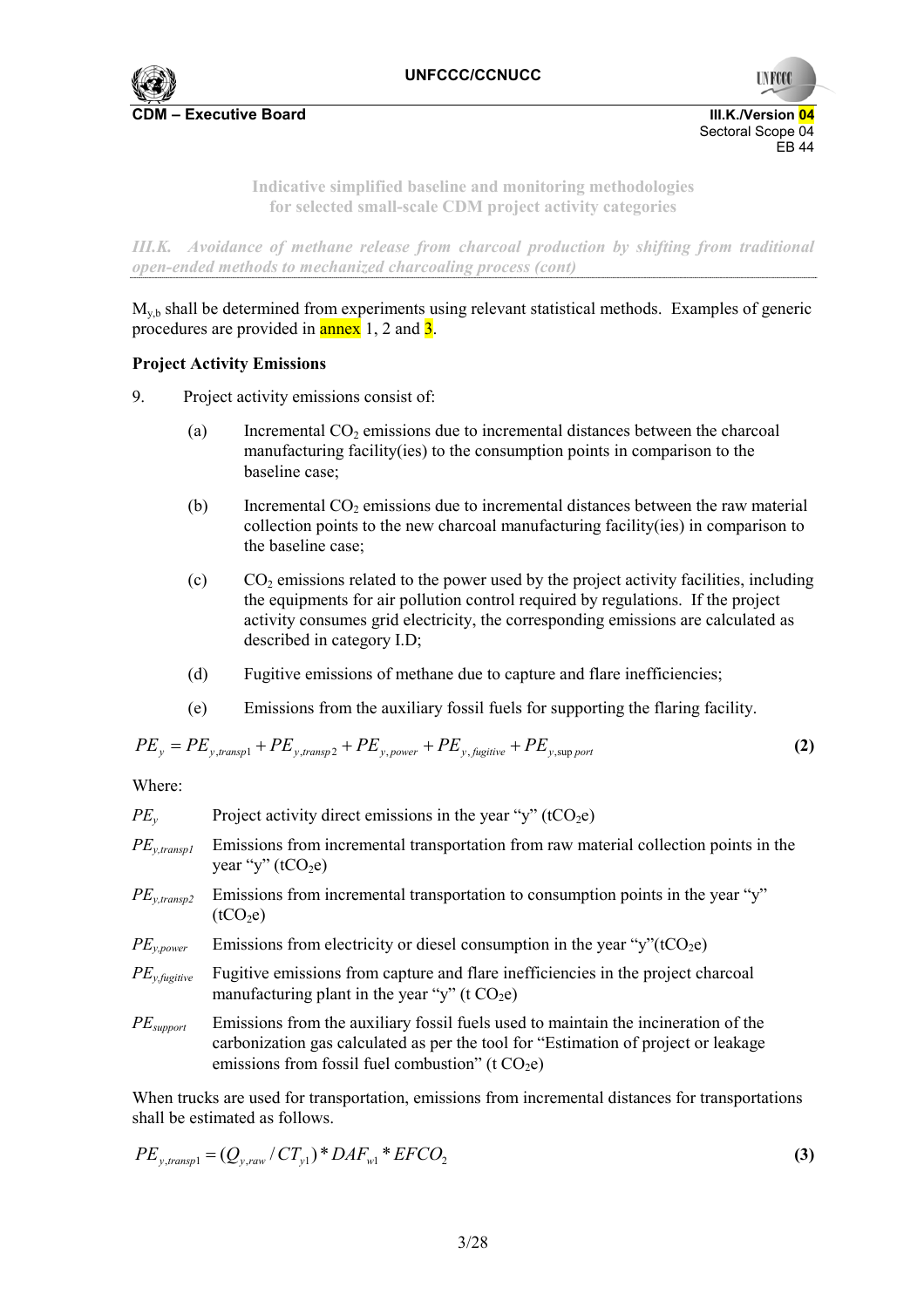Indicative simplified baseline and monitoring methodologies for selected small-scale CDM project activity categories

*III.K. Avoidance of methane release from charcoal production by shifting from traditional open-ended methods to mechanized charcoaling process (cont)*

$M_{y,b}$ shall be determined from experiments using relevant statistical methods. Examples of generic procedures are provided in annex 1, 2 and 3.

**Project Activity Emissions**

9. Project activity emissions consist of:

   (a) Incremental $CO_2$ emissions due to incremental distances between the charcoal manufacturing facility(ies) to the consumption points in comparison to the baseline case;

   (b) Incremental $CO_2$ emissions due to incremental distances between the raw material collection points to the new charcoal manufacturing facility(ies) in comparison to the baseline case;

   (c) $CO_2$ emissions related to the power used by the project activity facilities, including the equipments for air pollution control required by regulations. If the project activity consumes grid electricity, the corresponding emissions are calculated as described in category I.D;

   (d) Fugitive emissions of methane due to capture and flare inefficiencies;

   (e) Emissions from the auxiliary fossil fuels for supporting the flaring facility.

$$PE_y = PE_{y,transp1} + PE_{y,transp2} + PE_{y,power} + PE_{y,fugitive} + PE_{y,support} \quad \textbf{(2)}$$

Where:

| | |
|---|---|
| $PE_y$ | Project activity direct emissions in the year "y" ($tCO_2e$) |
| $PE_{y,transp1}$ | Emissions from incremental transportation from raw material collection points in the year "y" ($tCO_2e$) |
| $PE_{y,transp2}$ | Emissions from incremental transportation to consumption points in the year "y" ($tCO_2e$) |
| $PE_{y,power}$ | Emissions from electricity or diesel consumption in the year "y"($tCO_2e$) |
| $PE_{y,fugitive}$ | Fugitive emissions from capture and flare inefficiencies in the project charcoal manufacturing plant in the year "y" ($t\ CO_2e$) |
| $PE_{support}$ | Emissions from the auxiliary fossil fuels used to maintain the incineration of the carbonization gas calculated as per the tool for "Estimation of project or leakage emissions from fossil fuel combustion" ($t\ CO_2e$) |

When trucks are used for transportation, emissions from incremental distances for transportations shall be estimated as follows.

$$PE_{y,transp1} = (Q_{y,raw} / CT_{y1}) * DAF_{w1} * EFCO_2 \quad \textbf{(3)}$$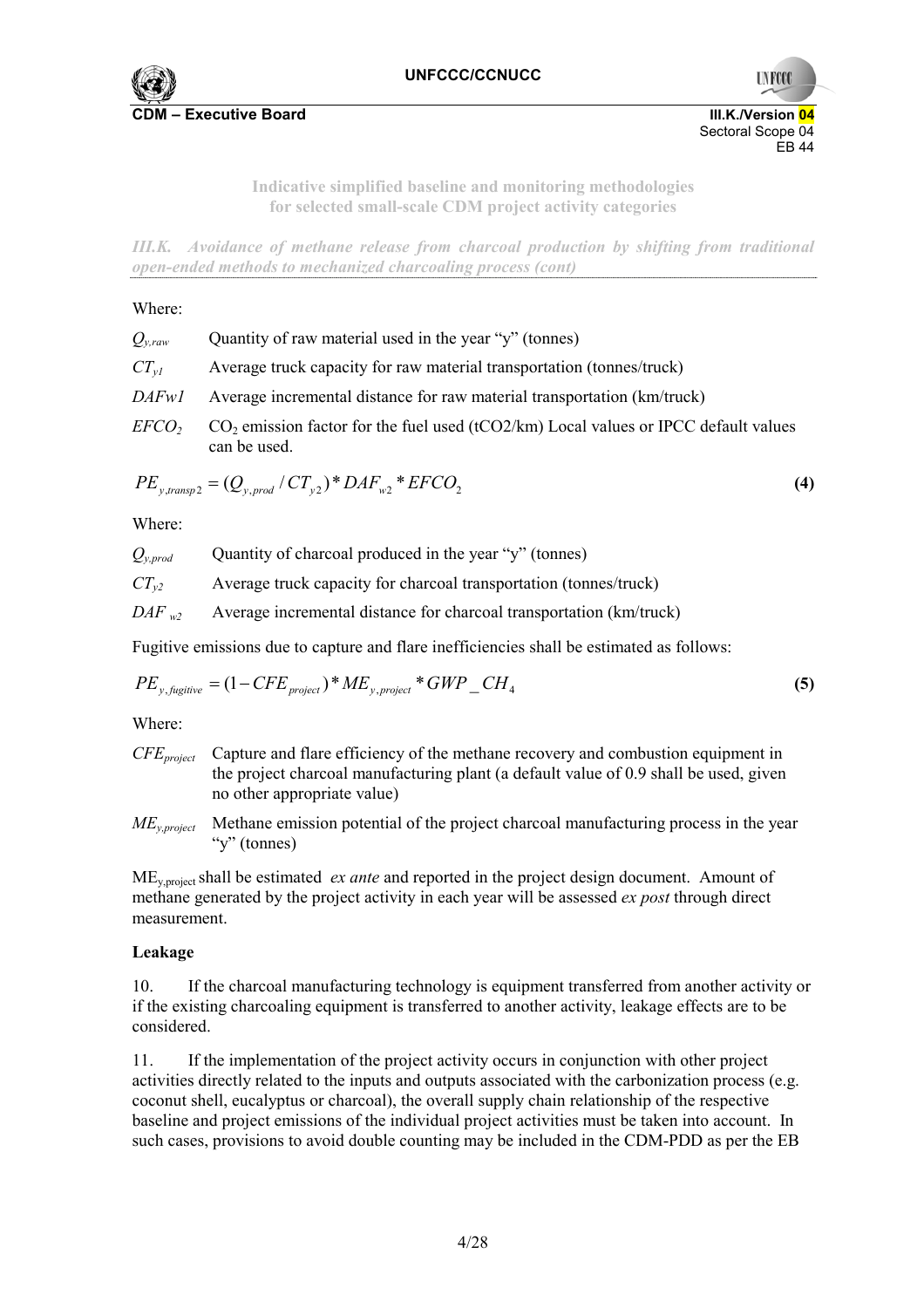*III.K. Avoidance of methane release from charcoal production by shifting from traditional open-ended methods to mechanized charcoaling process (cont)*

Where:

$Q_{y,raw}$ Quantity of raw material used in the year "y" (tonnes)

$CT_{y1}$ Average truck capacity for raw material transportation (tonnes/truck)

$DAFw1$ Average incremental distance for raw material transportation (km/truck)

$EFCO_2$ $CO_2$ emission factor for the fuel used (tCO2/km) Local values or IPCC default values can be used.

$$PE_{y,transp2} = (Q_{y,prod} / CT_{y2}) * DAF_{w2} * EFCO_2 \quad \textbf{(4)}$$

Where:

$Q_{y,prod}$ Quantity of charcoal produced in the year "y" (tonnes)

$CT_{y2}$ Average truck capacity for charcoal transportation (tonnes/truck)

$DAF_{w2}$ Average incremental distance for charcoal transportation (km/truck)

Fugitive emissions due to capture and flare inefficiencies shall be estimated as follows:

$$PE_{y,fugitive} = (1 - CFE_{project}) * ME_{y,project} * GWP\_CH_4 \quad \textbf{(5)}$$

Where:

$CFE_{project}$ Capture and flare efficiency of the methane recovery and combustion equipment in the project charcoal manufacturing plant (a default value of 0.9 shall be used, given no other appropriate value)

$ME_{y,project}$ Methane emission potential of the project charcoal manufacturing process in the year "y" (tonnes)

$ME_{y,project}$ shall be estimated *ex ante* and reported in the project design document. Amount of methane generated by the project activity in each year will be assessed *ex post* through direct measurement.

**Leakage**

10. If the charcoal manufacturing technology is equipment transferred from another activity or if the existing charcoaling equipment is transferred to another activity, leakage effects are to be considered.

11. If the implementation of the project activity occurs in conjunction with other project activities directly related to the inputs and outputs associated with the carbonization process (e.g. coconut shell, eucalyptus or charcoal), the overall supply chain relationship of the respective baseline and project emissions of the individual project activities must be taken into account. In such cases, provisions to avoid double counting may be included in the CDM-PDD as per the EB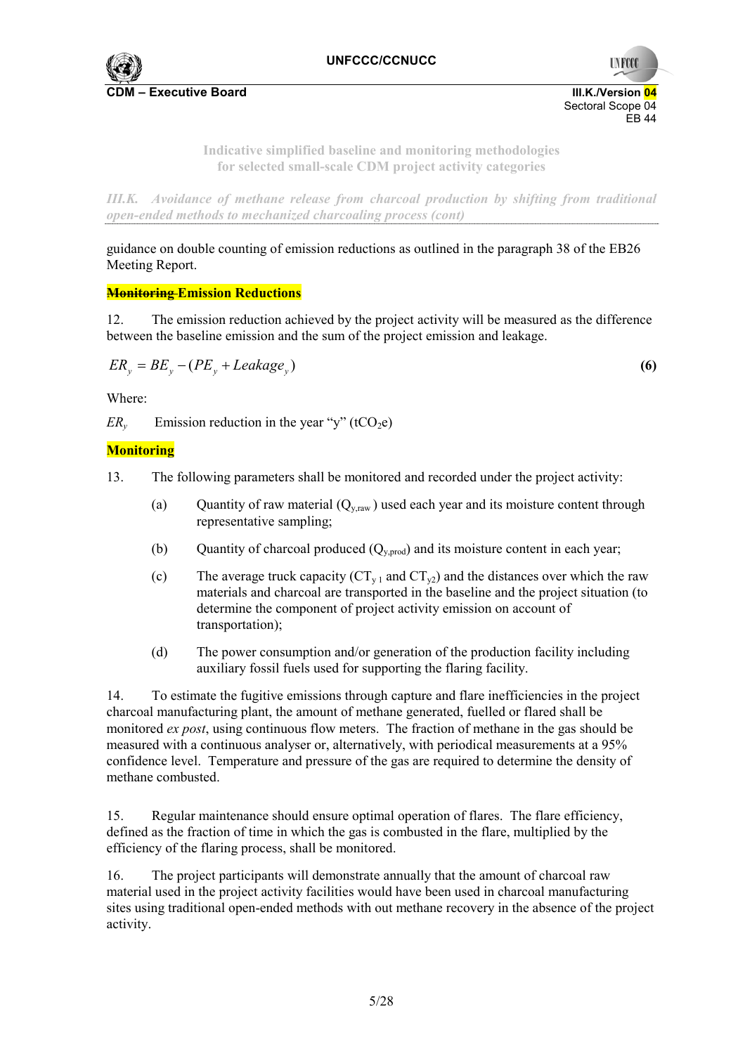guidance on double counting of emission reductions as outlined in the paragraph 38 of the EB26 Meeting Report.

**~~Monitoring~~ Emission Reductions**

12. The emission reduction achieved by the project activity will be measured as the difference between the baseline emission and the sum of the project emission and leakage.

$$ER_y = BE_y - (PE_y + Leakage_y) \quad \textbf{(6)}$$

Where:

$ER_y$ Emission reduction in the year "y" ($tCO_2e$)

**Monitoring**

13. The following parameters shall be monitored and recorded under the project activity:

(a) Quantity of raw material ($Q_{y,raw}$) used each year and its moisture content through representative sampling;

(b) Quantity of charcoal produced ($Q_{y,prod}$) and its moisture content in each year;

(c) The average truck capacity ($CT_{y1}$ and $CT_{y2}$) and the distances over which the raw materials and charcoal are transported in the baseline and the project situation (to determine the component of project activity emission on account of transportation);

(d) The power consumption and/or generation of the production facility including auxiliary fossil fuels used for supporting the flaring facility.

14. To estimate the fugitive emissions through capture and flare inefficiencies in the project charcoal manufacturing plant, the amount of methane generated, fuelled or flared shall be monitored *ex post*, using continuous flow meters. The fraction of methane in the gas should be measured with a continuous analyser or, alternatively, with periodical measurements at a 95% confidence level. Temperature and pressure of the gas are required to determine the density of methane combusted.

15. Regular maintenance should ensure optimal operation of flares. The flare efficiency, defined as the fraction of time in which the gas is combusted in the flare, multiplied by the efficiency of the flaring process, shall be monitored.

16. The project participants will demonstrate annually that the amount of charcoal raw material used in the project activity facilities would have been used in charcoal manufacturing sites using traditional open-ended methods with out methane recovery in the absence of the project activity.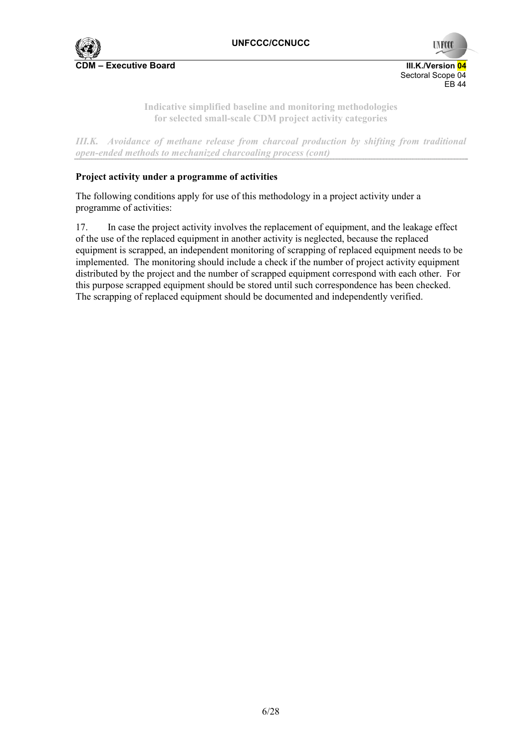**Project activity under a programme of activities**

The following conditions apply for use of this methodology in a project activity under a programme of activities:

17. In case the project activity involves the replacement of equipment, and the leakage effect of the use of the replaced equipment in another activity is neglected, because the replaced equipment is scrapped, an independent monitoring of scrapping of replaced equipment needs to be implemented. The monitoring should include a check if the number of project activity equipment distributed by the project and the number of scrapped equipment correspond with each other. For this purpose scrapped equipment should be stored until such correspondence has been checked. The scrapping of replaced equipment should be documented and independently verified.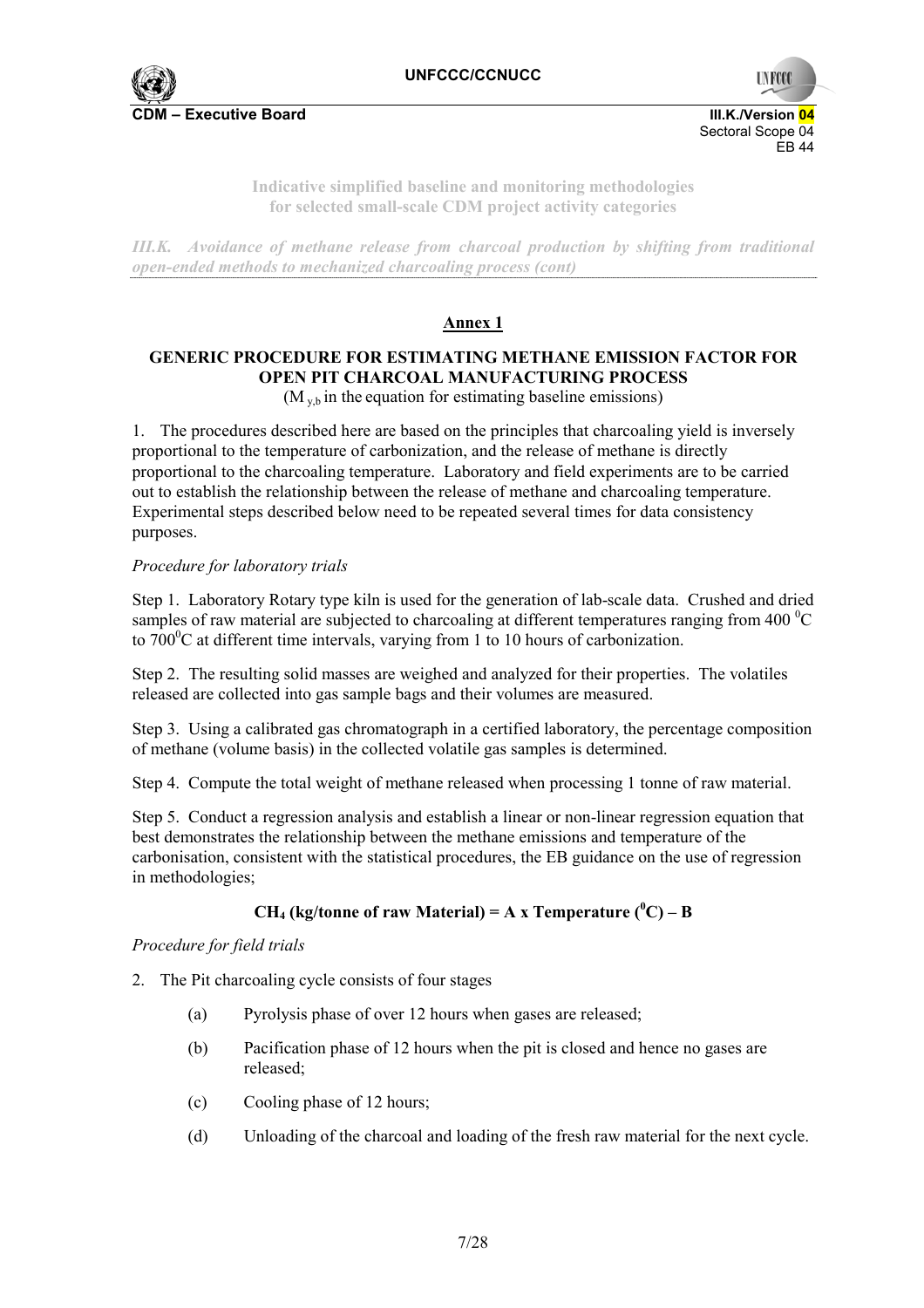Indicative simplified baseline and monitoring methodologies for selected small-scale CDM project activity categories

*III.K. Avoidance of methane release from charcoal production by shifting from traditional open-ended methods to mechanized charcoaling process (cont)*

## Annex 1

### GENERIC PROCEDURE FOR ESTIMATING METHANE EMISSION FACTOR FOR OPEN PIT CHARCOAL MANUFACTURING PROCESS

($M_{y,b}$ in the equation for estimating baseline emissions)

1. The procedures described here are based on the principles that charcoaling yield is inversely proportional to the temperature of carbonization, and the release of methane is directly proportional to the charcoaling temperature. Laboratory and field experiments are to be carried out to establish the relationship between the release of methane and charcoaling temperature. Experimental steps described below need to be repeated several times for data consistency purposes.

*Procedure for laboratory trials*

Step 1. Laboratory Rotary type kiln is used for the generation of lab-scale data. Crushed and dried samples of raw material are subjected to charcoaling at different temperatures ranging from 400 $^0$C to 700$^0$C at different time intervals, varying from 1 to 10 hours of carbonization.

Step 2. The resulting solid masses are weighed and analyzed for their properties. The volatiles released are collected into gas sample bags and their volumes are measured.

Step 3. Using a calibrated gas chromatograph in a certified laboratory, the percentage composition of methane (volume basis) in the collected volatile gas samples is determined.

Step 4. Compute the total weight of methane released when processing 1 tonne of raw material.

Step 5. Conduct a regression analysis and establish a linear or non-linear regression equation that best demonstrates the relationship between the methane emissions and temperature of the carbonisation, consistent with the statistical procedures, the EB guidance on the use of regression in methodologies;

$$CH_4 \text{ (kg/tonne of raw Material)} = A \times \text{Temperature } (^0C) - B$$

*Procedure for field trials*

2. The Pit charcoaling cycle consists of four stages

   (a) Pyrolysis phase of over 12 hours when gases are released;

   (b) Pacification phase of 12 hours when the pit is closed and hence no gases are released;

   (c) Cooling phase of 12 hours;

   (d) Unloading of the charcoal and loading of the fresh raw material for the next cycle.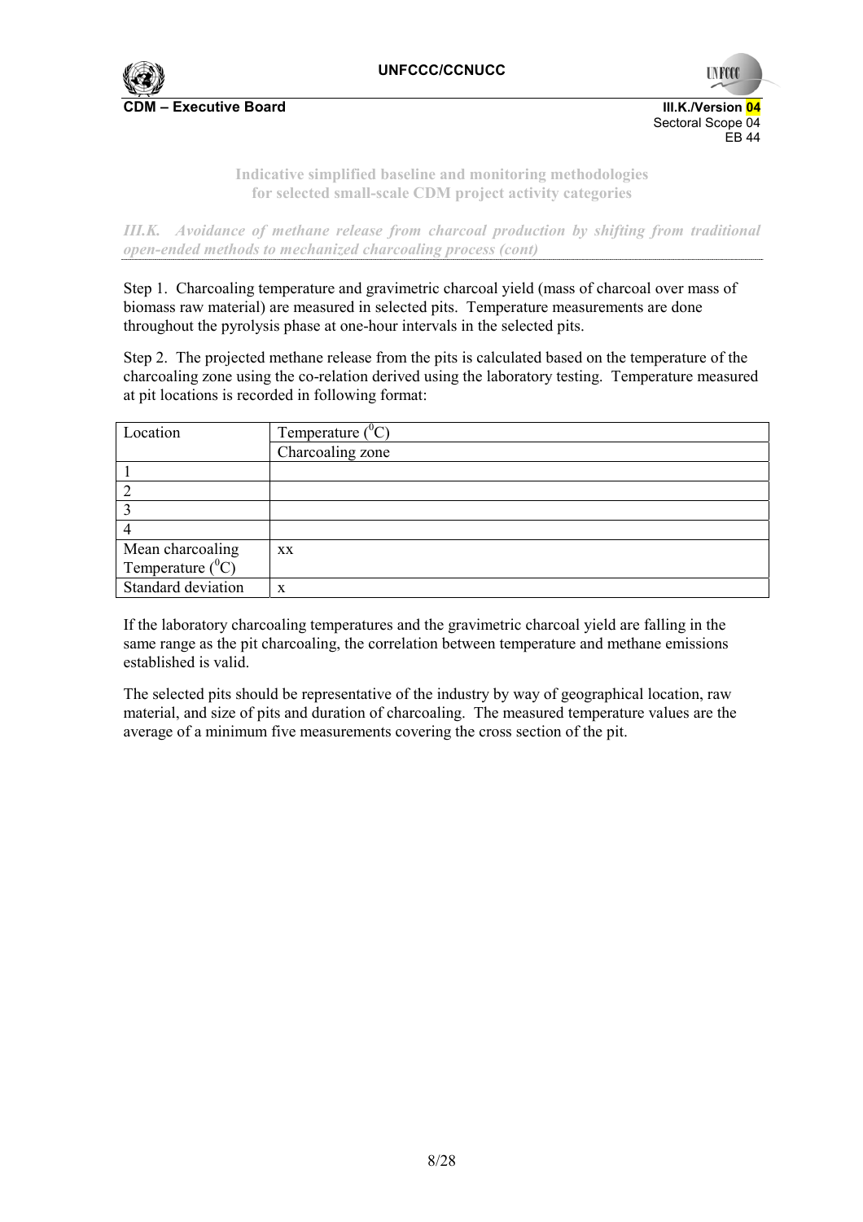Indicative simplified baseline and monitoring methodologies for selected small-scale CDM project activity categories

*III.K. Avoidance of methane release from charcoal production by shifting from traditional open-ended methods to mechanized charcoaling process (cont)*

Step 1. Charcoaling temperature and gravimetric charcoal yield (mass of charcoal over mass of biomass raw material) are measured in selected pits. Temperature measurements are done throughout the pyrolysis phase at one-hour intervals in the selected pits.

Step 2. The projected methane release from the pits is calculated based on the temperature of the charcoaling zone using the co-relation derived using the laboratory testing. Temperature measured at pit locations is recorded in following format:

| Location | Temperature ($^0$C) |
|---|---|
| | Charcoaling zone |
| 1 | |
| 2 | |
| 3 | |
| 4 | |
| Mean charcoaling Temperature ($^0$C) | xx |
| Standard deviation | x |

If the laboratory charcoaling temperatures and the gravimetric charcoal yield are falling in the same range as the pit charcoaling, the correlation between temperature and methane emissions established is valid.

The selected pits should be representative of the industry by way of geographical location, raw material, and size of pits and duration of charcoaling. The measured temperature values are the average of a minimum five measurements covering the cross section of the pit.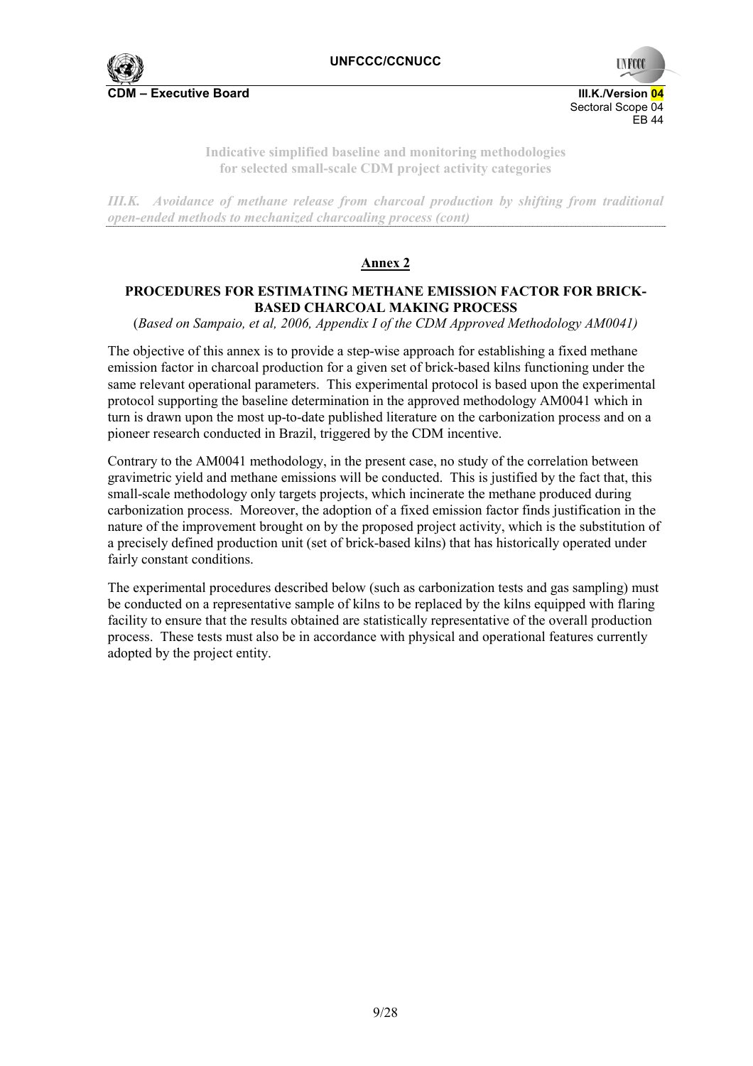**Indicative simplified baseline and monitoring methodologies for selected small-scale CDM project activity categories**

*III.K. Avoidance of methane release from charcoal production by shifting from traditional open-ended methods to mechanized charcoaling process (cont)*

## Annex 2

### PROCEDURES FOR ESTIMATING METHANE EMISSION FACTOR FOR BRICK-BASED CHARCOAL MAKING PROCESS

(*Based on Sampaio, et al, 2006, Appendix I of the CDM Approved Methodology AM0041)*

The objective of this annex is to provide a step-wise approach for establishing a fixed methane emission factor in charcoal production for a given set of brick-based kilns functioning under the same relevant operational parameters. This experimental protocol is based upon the experimental protocol supporting the baseline determination in the approved methodology AM0041 which in turn is drawn upon the most up-to-date published literature on the carbonization process and on a pioneer research conducted in Brazil, triggered by the CDM incentive.

Contrary to the AM0041 methodology, in the present case, no study of the correlation between gravimetric yield and methane emissions will be conducted. This is justified by the fact that, this small-scale methodology only targets projects, which incinerate the methane produced during carbonization process. Moreover, the adoption of a fixed emission factor finds justification in the nature of the improvement brought on by the proposed project activity, which is the substitution of a precisely defined production unit (set of brick-based kilns) that has historically operated under fairly constant conditions.

The experimental procedures described below (such as carbonization tests and gas sampling) must be conducted on a representative sample of kilns to be replaced by the kilns equipped with flaring facility to ensure that the results obtained are statistically representative of the overall production process. These tests must also be in accordance with physical and operational features currently adopted by the project entity.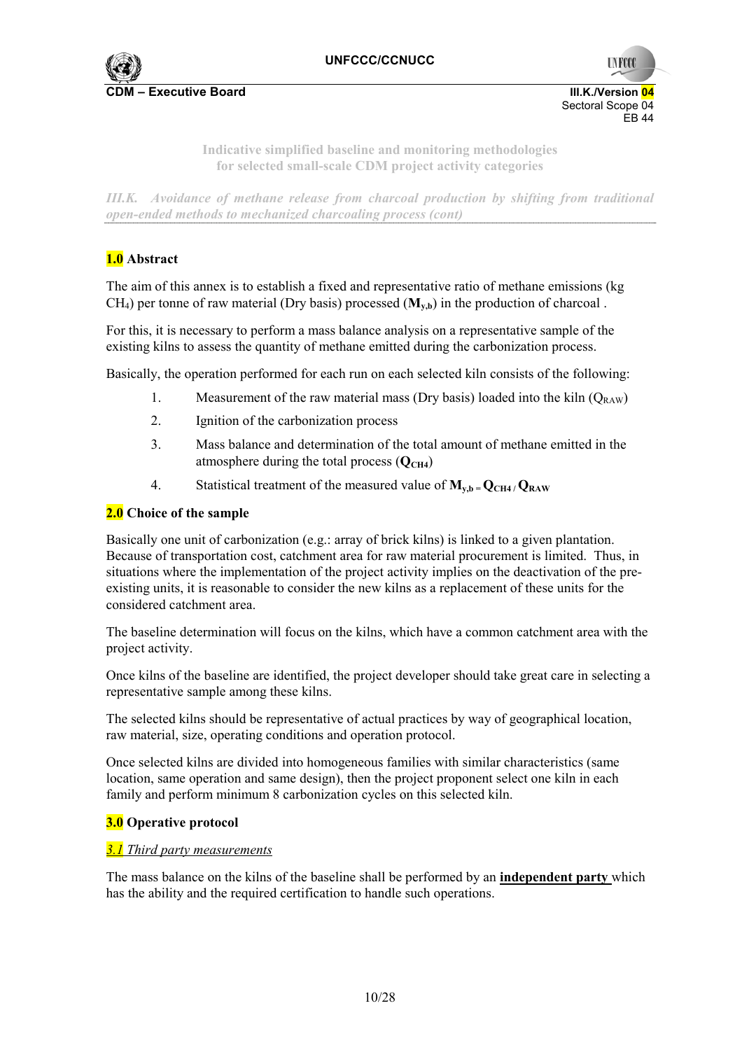Indicative simplified baseline and monitoring methodologies for selected small-scale CDM project activity categories

*III.K. Avoidance of methane release from charcoal production by shifting from traditional open-ended methods to mechanized charcoaling process (cont)*

## 1.0 Abstract

The aim of this annex is to establish a fixed and representative ratio of methane emissions (kg $CH_4$) per tonne of raw material (Dry basis) processed (**$M_{y,b}$**) in the production of charcoal .

For this, it is necessary to perform a mass balance analysis on a representative sample of the existing kilns to assess the quantity of methane emitted during the carbonization process.

Basically, the operation performed for each run on each selected kiln consists of the following:

1. Measurement of the raw material mass (Dry basis) loaded into the kiln ($Q_{RAW}$)
2. Ignition of the carbonization process
3. Mass balance and determination of the total amount of methane emitted in the atmosphere during the total process (**$Q_{CH4}$**)
4. Statistical treatment of the measured value of **$M_{y,b} = Q_{CH4} / Q_{RAW}$**

## 2.0 Choice of the sample

Basically one unit of carbonization (e.g.: array of brick kilns) is linked to a given plantation. Because of transportation cost, catchment area for raw material procurement is limited. Thus, in situations where the implementation of the project activity implies on the deactivation of the pre-existing units, it is reasonable to consider the new kilns as a replacement of these units for the considered catchment area.

The baseline determination will focus on the kilns, which have a common catchment area with the project activity.

Once kilns of the baseline are identified, the project developer should take great care in selecting a representative sample among these kilns.

The selected kilns should be representative of actual practices by way of geographical location, raw material, size, operating conditions and operation protocol.

Once selected kilns are divided into homogeneous families with similar characteristics (same location, same operation and same design), then the project proponent select one kiln in each family and perform minimum 8 carbonization cycles on this selected kiln.

## 3.0 Operative protocol

### *3.1 Third party measurements*

The mass balance on the kilns of the baseline shall be performed by an **independent party** which has the ability and the required certification to handle such operations.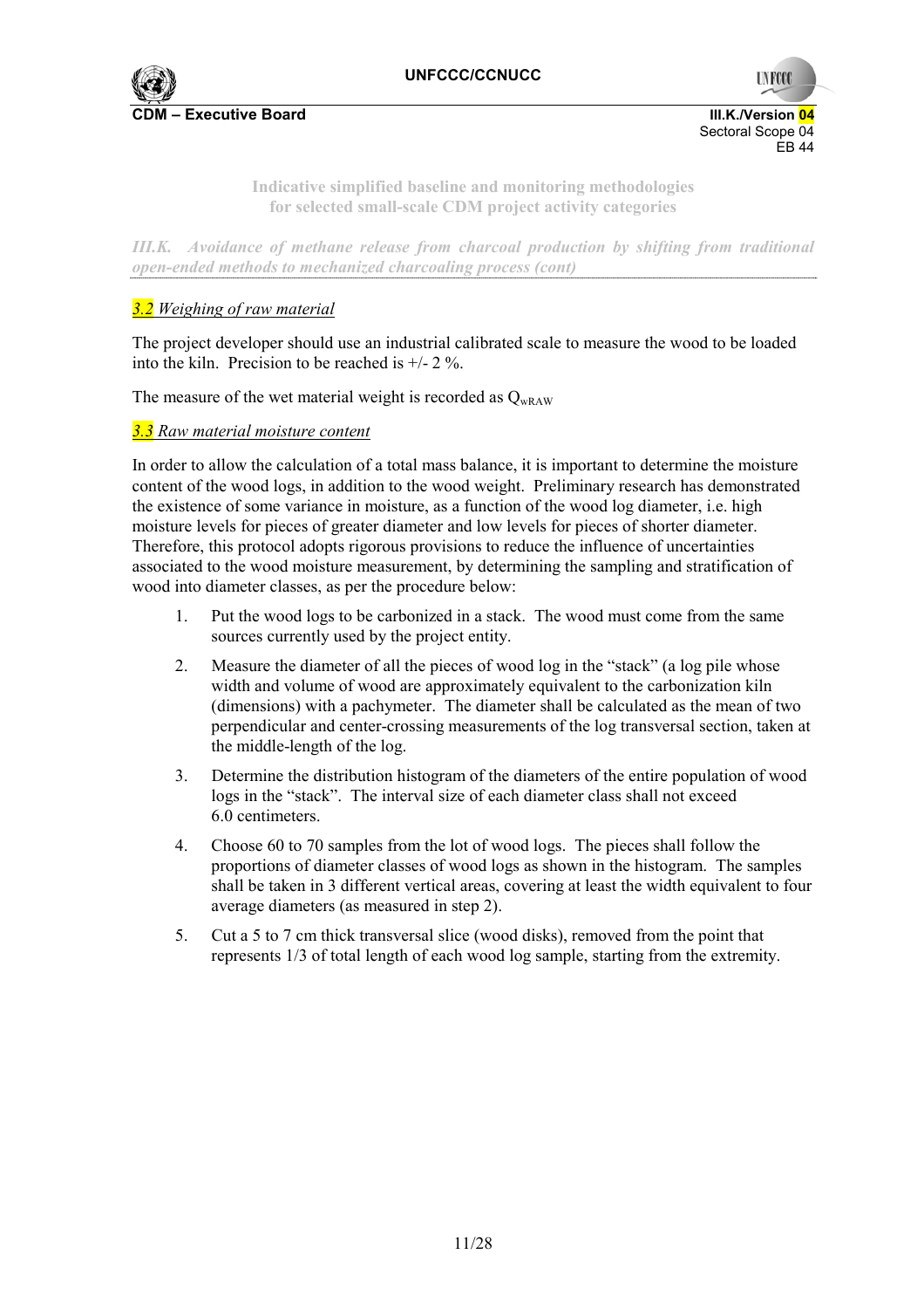### *3.2 Weighing of raw material*

The project developer should use an industrial calibrated scale to measure the wood to be loaded into the kiln. Precision to be reached is +/- 2 %.

The measure of the wet material weight is recorded as $Q_{wRAW}$

### *3.3 Raw material moisture content*

In order to allow the calculation of a total mass balance, it is important to determine the moisture content of the wood logs, in addition to the wood weight. Preliminary research has demonstrated the existence of some variance in moisture, as a function of the wood log diameter, i.e. high moisture levels for pieces of greater diameter and low levels for pieces of shorter diameter. Therefore, this protocol adopts rigorous provisions to reduce the influence of uncertainties associated to the wood moisture measurement, by determining the sampling and stratification of wood into diameter classes, as per the procedure below:

1. Put the wood logs to be carbonized in a stack. The wood must come from the same sources currently used by the project entity.
2. Measure the diameter of all the pieces of wood log in the "stack" (a log pile whose width and volume of wood are approximately equivalent to the carbonization kiln (dimensions) with a pachymeter. The diameter shall be calculated as the mean of two perpendicular and center-crossing measurements of the log transversal section, taken at the middle-length of the log.
3. Determine the distribution histogram of the diameters of the entire population of wood logs in the "stack". The interval size of each diameter class shall not exceed 6.0 centimeters.
4. Choose 60 to 70 samples from the lot of wood logs. The pieces shall follow the proportions of diameter classes of wood logs as shown in the histogram. The samples shall be taken in 3 different vertical areas, covering at least the width equivalent to four average diameters (as measured in step 2).
5. Cut a 5 to 7 cm thick transversal slice (wood disks), removed from the point that represents 1/3 of total length of each wood log sample, starting from the extremity.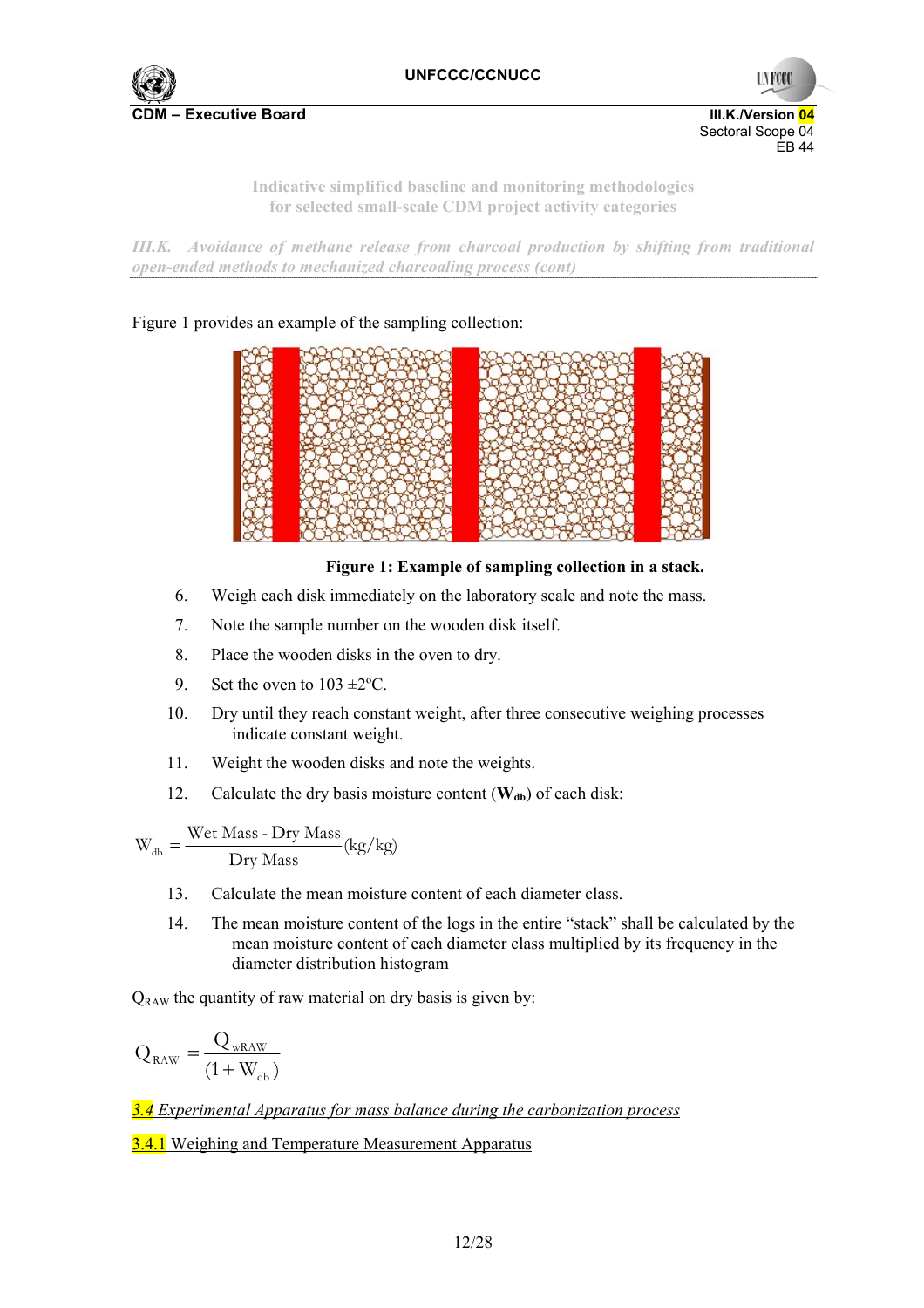Figure 1 provides an example of the sampling collection:

**Figure 1: Example of sampling collection in a stack.**

6. Weigh each disk immediately on the laboratory scale and note the mass.
7. Note the sample number on the wooden disk itself.
8. Place the wooden disks in the oven to dry.
9. Set the oven to 103 ±2ºC.
10. Dry until they reach constant weight, after three consecutive weighing processes indicate constant weight.
11. Weight the wooden disks and note the weights.
12. Calculate the dry basis moisture content (**$W_{db}$**) of each disk:

$$W_{db} = \frac{\text{Wet Mass - Dry Mass}}{\text{Dry Mass}} (\text{kg/kg})$$

13. Calculate the mean moisture content of each diameter class.
14. The mean moisture content of the logs in the entire "stack" shall be calculated by the mean moisture content of each diameter class multiplied by its frequency in the diameter distribution histogram

$Q_{RAW}$ the quantity of raw material on dry basis is given by:

$$Q_{RAW} = \frac{Q_{wRAW}}{(1 + W_{db})}$$

*3.4 Experimental Apparatus for mass balance during the carbonization process*

3.4.1 Weighing and Temperature Measurement Apparatus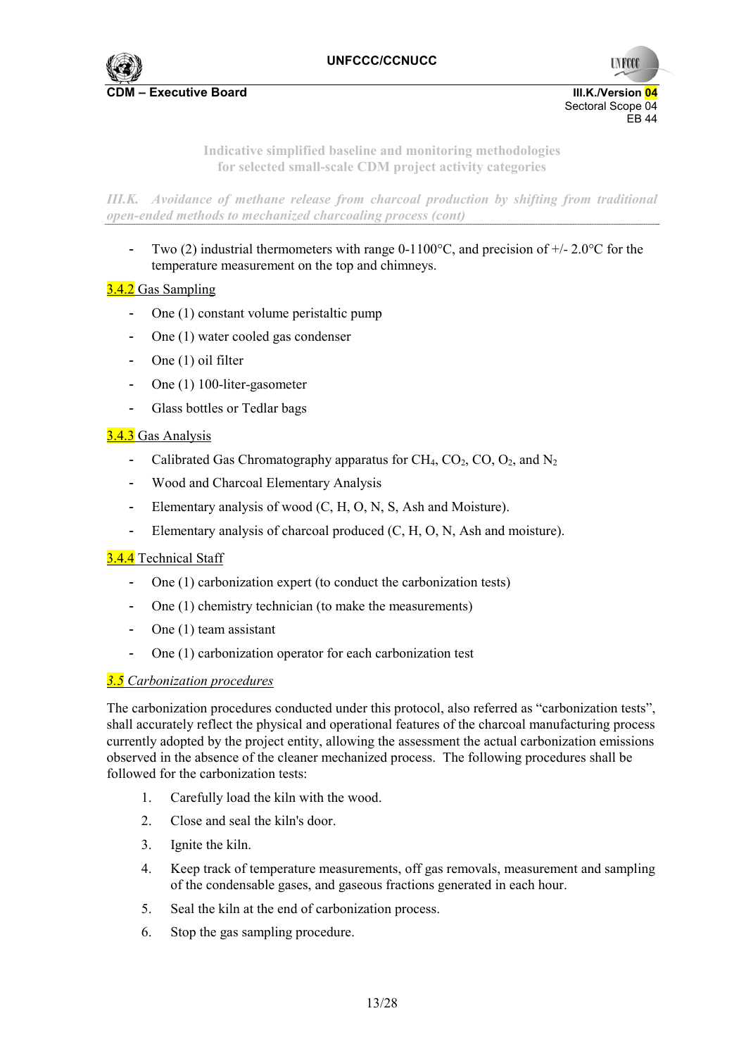- Two (2) industrial thermometers with range 0-1100°C, and precision of +/- 2.0°C for the temperature measurement on the top and chimneys.

3.4.2 Gas Sampling

- One (1) constant volume peristaltic pump
- One (1) water cooled gas condenser
- One (1) oil filter
- One (1) 100-liter-gasometer
- Glass bottles or Tedlar bags

3.4.3 Gas Analysis

- Calibrated Gas Chromatography apparatus for $CH_4$, $CO_2$, CO, $O_2$, and $N_2$
- Wood and Charcoal Elementary Analysis
- Elementary analysis of wood (C, H, O, N, S, Ash and Moisture).
- Elementary analysis of charcoal produced (C, H, O, N, Ash and moisture).

3.4.4 Technical Staff

- One (1) carbonization expert (to conduct the carbonization tests)
- One (1) chemistry technician (to make the measurements)
- One (1) team assistant
- One (1) carbonization operator for each carbonization test

*3.5 Carbonization procedures*

The carbonization procedures conducted under this protocol, also referred as "carbonization tests", shall accurately reflect the physical and operational features of the charcoal manufacturing process currently adopted by the project entity, allowing the assessment the actual carbonization emissions observed in the absence of the cleaner mechanized process. The following procedures shall be followed for the carbonization tests:

1. Carefully load the kiln with the wood.
2. Close and seal the kiln's door.
3. Ignite the kiln.
4. Keep track of temperature measurements, off gas removals, measurement and sampling of the condensable gases, and gaseous fractions generated in each hour.
5. Seal the kiln at the end of carbonization process.
6. Stop the gas sampling procedure.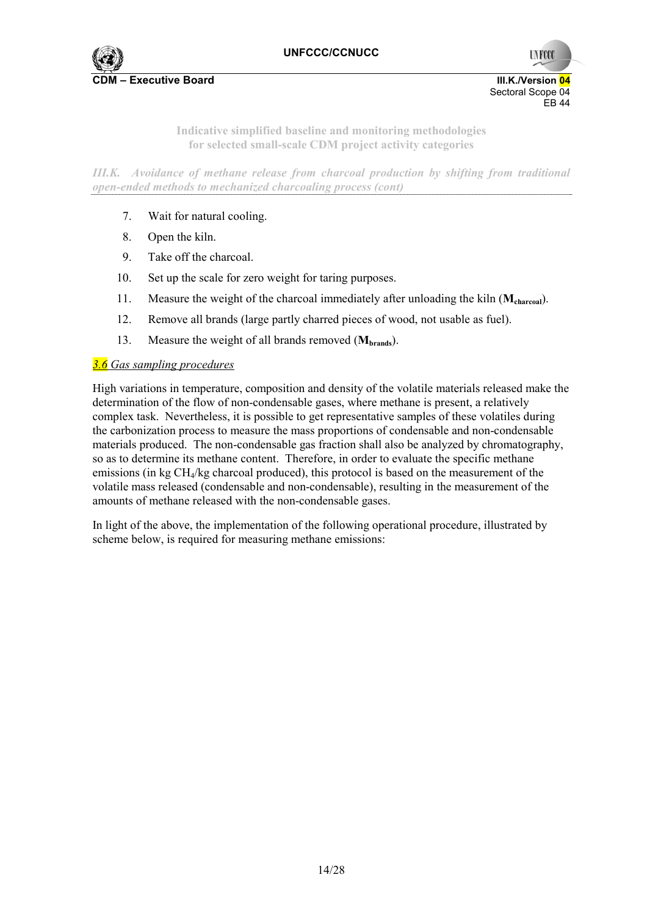7. Wait for natural cooling.
8. Open the kiln.
9. Take off the charcoal.
10. Set up the scale for zero weight for taring purposes.
11. Measure the weight of the charcoal immediately after unloading the kiln ($\mathbf{M_{charcoal}}$).
12. Remove all brands (large partly charred pieces of wood, not usable as fuel).
13. Measure the weight of all brands removed ($\mathbf{M_{brands}}$).

*3.6 Gas sampling procedures*

High variations in temperature, composition and density of the volatile materials released make the determination of the flow of non-condensable gases, where methane is present, a relatively complex task. Nevertheless, it is possible to get representative samples of these volatiles during the carbonization process to measure the mass proportions of condensable and non-condensable materials produced. The non-condensable gas fraction shall also be analyzed by chromatography, so as to determine its methane content. Therefore, in order to evaluate the specific methane emissions (in kg $CH_4$/kg charcoal produced), this protocol is based on the measurement of the volatile mass released (condensable and non-condensable), resulting in the measurement of the amounts of methane released with the non-condensable gases.

In light of the above, the implementation of the following operational procedure, illustrated by scheme below, is required for measuring methane emissions: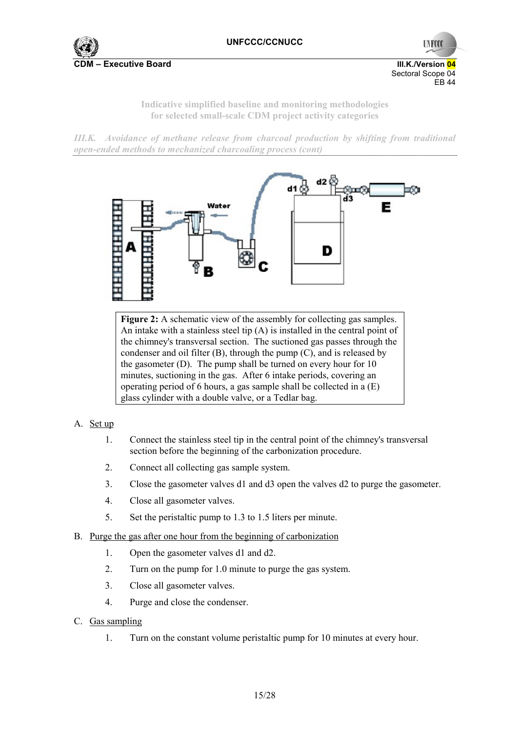*III.K. Avoidance of methane release from charcoal production by shifting from traditional open-ended methods to mechanized charcoaling process (cont)*

**Figure 2:** A schematic view of the assembly for collecting gas samples. An intake with a stainless steel tip (A) is installed in the central point of the chimney's transversal section. The suctioned gas passes through the condenser and oil filter (B), through the pump (C), and is released by the gasometer (D). The pump shall be turned on every hour for 10 minutes, suctioning in the gas. After 6 intake periods, covering an operating period of 6 hours, a gas sample shall be collected in a (E) glass cylinder with a double valve, or a Tedlar bag.

A. Set up

1. Connect the stainless steel tip in the central point of the chimney's transversal section before the beginning of the carbonization procedure.
2. Connect all collecting gas sample system.
3. Close the gasometer valves d1 and d3 open the valves d2 to purge the gasometer.
4. Close all gasometer valves.
5. Set the peristaltic pump to 1.3 to 1.5 liters per minute.

B. Purge the gas after one hour from the beginning of carbonization

1. Open the gasometer valves d1 and d2.
2. Turn on the pump for 1.0 minute to purge the gas system.
3. Close all gasometer valves.
4. Purge and close the condenser.

C. Gas sampling

1. Turn on the constant volume peristaltic pump for 10 minutes at every hour.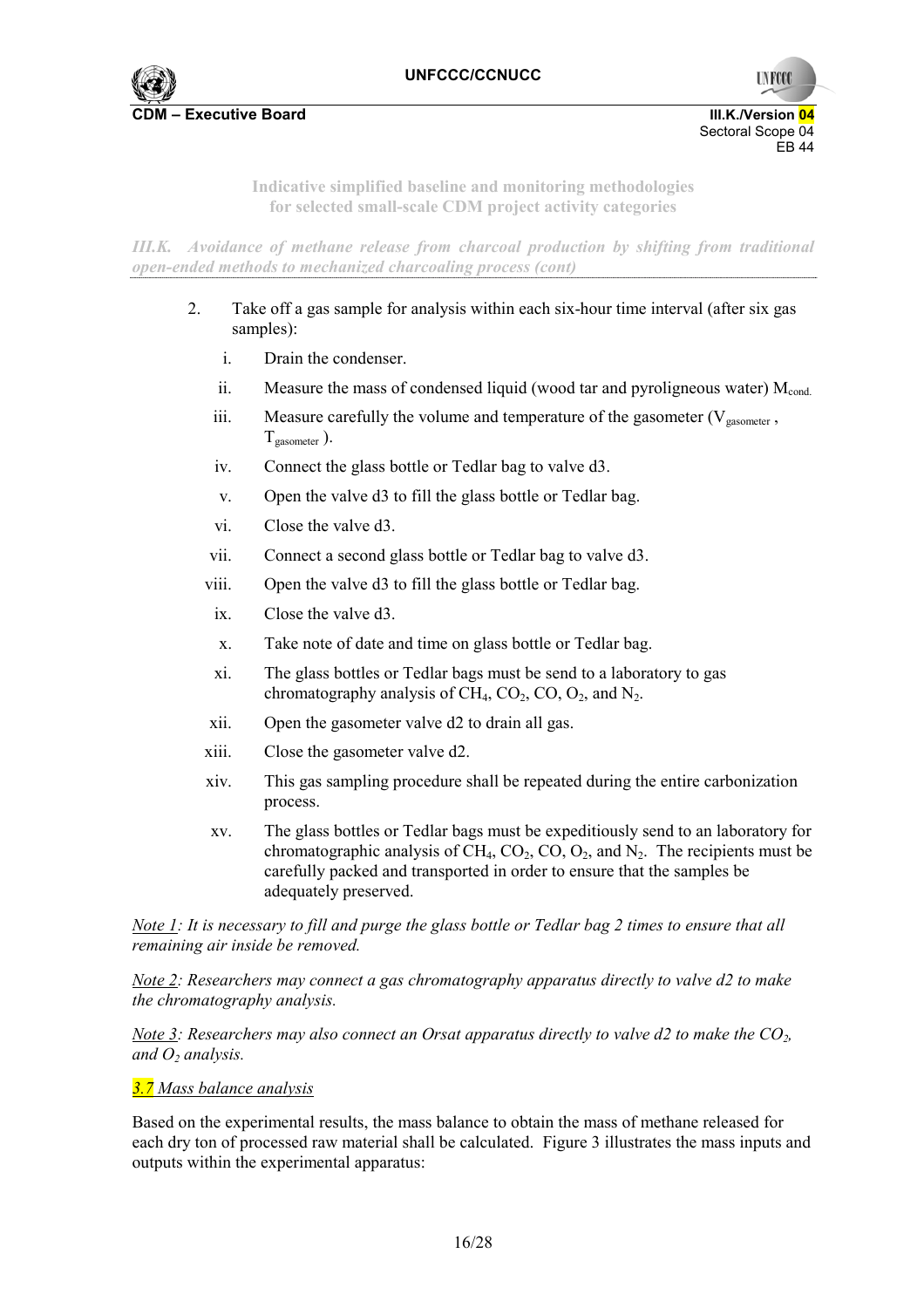**Indicative simplified baseline and monitoring methodologies for selected small-scale CDM project activity categories**

*III.K. Avoidance of methane release from charcoal production by shifting from traditional open-ended methods to mechanized charcoaling process (cont)*

2. Take off a gas sample for analysis within each six-hour time interval (after six gas samples):

   i. Drain the condenser.

   ii. Measure the mass of condensed liquid (wood tar and pyroligneous water) $M_{cond.}$

   iii. Measure carefully the volume and temperature of the gasometer ($V_{gasometer}$, $T_{gasometer}$).

   iv. Connect the glass bottle or Tedlar bag to valve d3.

   v. Open the valve d3 to fill the glass bottle or Tedlar bag.

   vi. Close the valve d3.

   vii. Connect a second glass bottle or Tedlar bag to valve d3.

   viii. Open the valve d3 to fill the glass bottle or Tedlar bag.

   ix. Close the valve d3.

   x. Take note of date and time on glass bottle or Tedlar bag.

   xi. The glass bottles or Tedlar bags must be send to a laboratory to gas chromatography analysis of $CH_4$, $CO_2$, CO, $O_2$, and $N_2$.

   xii. Open the gasometer valve d2 to drain all gas.

   xiii. Close the gasometer valve d2.

   xiv. This gas sampling procedure shall be repeated during the entire carbonization process.

   xv. The glass bottles or Tedlar bags must be expeditiously send to an laboratory for chromatographic analysis of $CH_4$, $CO_2$, CO, $O_2$, and $N_2$. The recipients must be carefully packed and transported in order to ensure that the samples be adequately preserved.

*Note 1: It is necessary to fill and purge the glass bottle or Tedlar bag 2 times to ensure that all remaining air inside be removed.*

*Note 2: Researchers may connect a gas chromatography apparatus directly to valve d2 to make the chromatography analysis.*

*Note 3: Researchers may also connect an Orsat apparatus directly to valve d2 to make the $CO_2$, and $O_2$ analysis.*

*3.7 Mass balance analysis*

Based on the experimental results, the mass balance to obtain the mass of methane released for each dry ton of processed raw material shall be calculated. Figure 3 illustrates the mass inputs and outputs within the experimental apparatus: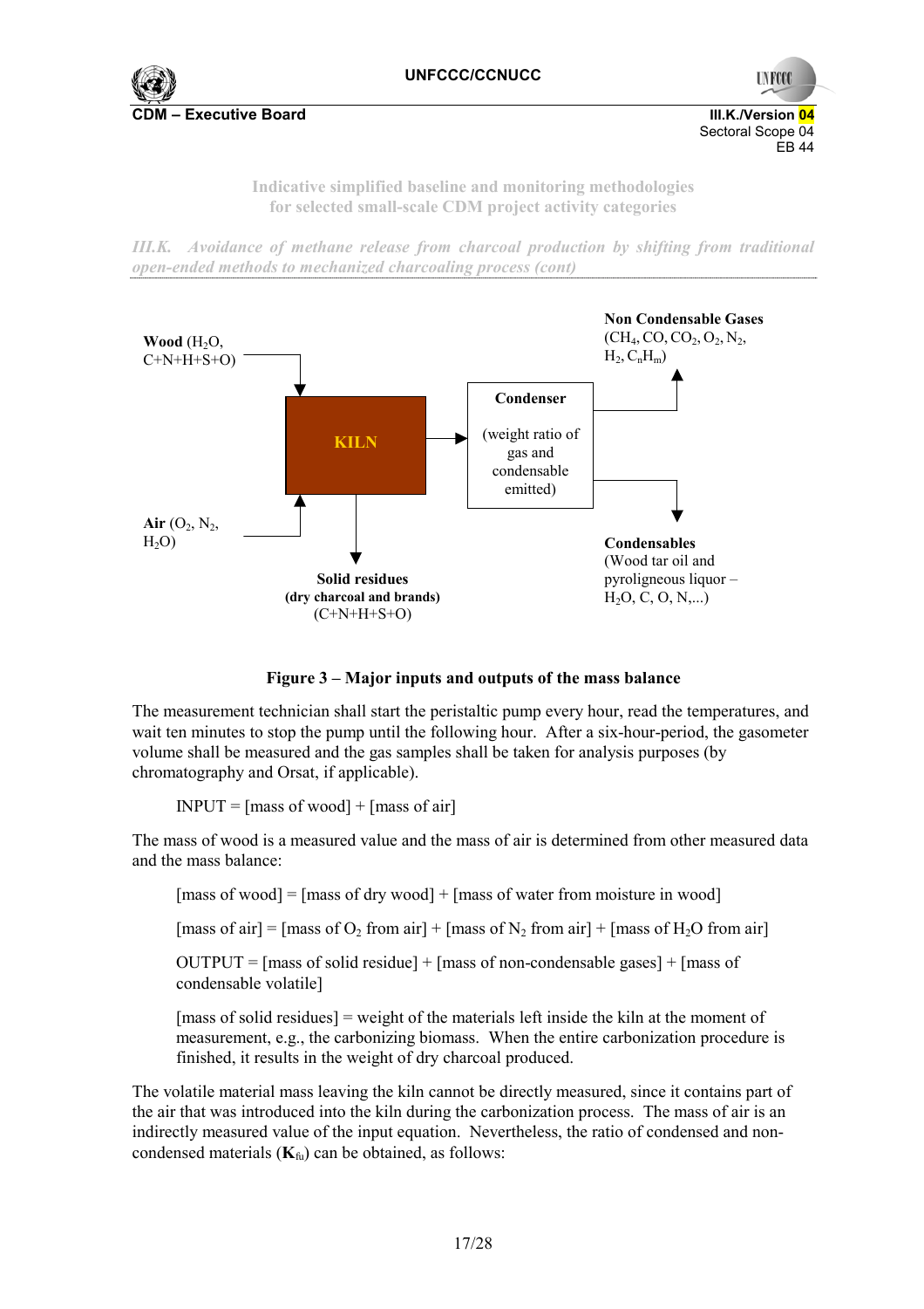*III.K. Avoidance of methane release from charcoal production by shifting from traditional open-ended methods to mechanized charcoaling process (cont)*

**Wood** ($H_2O$, C+N+H+S+O)

**Air** ($O_2$, $N_2$, $H_2O$)

**KILN**

**Condenser** (weight ratio of gas and condensable emitted)

**Non Condensable Gases** ($CH_4$, $CO$, $CO_2$, $O_2$, $N_2$, $H_2$, $C_nH_m$)

**Condensables** (Wood tar oil and pyroligneous liquor – $H_2O$, C, O, N,...)

**Solid residues (dry charcoal and brands)** (C+N+H+S+O)

**Figure 3 – Major inputs and outputs of the mass balance**

The measurement technician shall start the peristaltic pump every hour, read the temperatures, and wait ten minutes to stop the pump until the following hour. After a six-hour-period, the gasometer volume shall be measured and the gas samples shall be taken for analysis purposes (by chromatography and Orsat, if applicable).

INPUT = [mass of wood] + [mass of air]

The mass of wood is a measured value and the mass of air is determined from other measured data and the mass balance:

[mass of wood] = [mass of dry wood] + [mass of water from moisture in wood]

[mass of air] = [mass of $O_2$ from air] + [mass of $N_2$ from air] + [mass of $H_2O$ from air]

OUTPUT = [mass of solid residue] + [mass of non-condensable gases] + [mass of condensable volatile]

[mass of solid residues] = weight of the materials left inside the kiln at the moment of measurement, e.g., the carbonizing biomass. When the entire carbonization procedure is finished, it results in the weight of dry charcoal produced.

The volatile material mass leaving the kiln cannot be directly measured, since it contains part of the air that was introduced into the kiln during the carbonization process. The mass of air is an indirectly measured value of the input equation. Nevertheless, the ratio of condensed and non-condensed materials ($\mathbf{K}_{fu}$) can be obtained, as follows: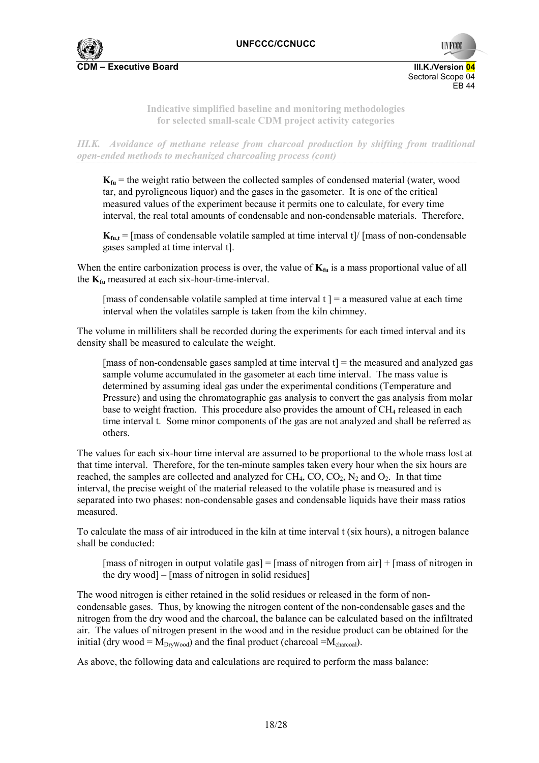$K_{fu}$ = the weight ratio between the collected samples of condensed material (water, wood tar, and pyroligneous liquor) and the gases in the gasometer. It is one of the critical measured values of the experiment because it permits one to calculate, for every time interval, the real total amounts of condensable and non-condensable materials. Therefore,

$K_{fu,t}$ = [mass of condensable volatile sampled at time interval t]/ [mass of non-condensable gases sampled at time interval t].

When the entire carbonization process is over, the value of $K_{fu}$ is a mass proportional value of all the $K_{fu}$ measured at each six-hour-time-interval.

[mass of condensable volatile sampled at time interval t ] = a measured value at each time interval when the volatiles sample is taken from the kiln chimney.

The volume in milliliters shall be recorded during the experiments for each timed interval and its density shall be measured to calculate the weight.

[mass of non-condensable gases sampled at time interval t] = the measured and analyzed gas sample volume accumulated in the gasometer at each time interval. The mass value is determined by assuming ideal gas under the experimental conditions (Temperature and Pressure) and using the chromatographic gas analysis to convert the gas analysis from molar base to weight fraction. This procedure also provides the amount of $CH_4$ released in each time interval t. Some minor components of the gas are not analyzed and shall be referred as others.

The values for each six-hour time interval are assumed to be proportional to the whole mass lost at that time interval. Therefore, for the ten-minute samples taken every hour when the six hours are reached, the samples are collected and analyzed for $CH_4$, $CO$, $CO_2$, $N_2$ and $O_2$. In that time interval, the precise weight of the material released to the volatile phase is measured and is separated into two phases: non-condensable gases and condensable liquids have their mass ratios measured.

To calculate the mass of air introduced in the kiln at time interval t (six hours), a nitrogen balance shall be conducted:

[mass of nitrogen in output volatile gas] = [mass of nitrogen from air] + [mass of nitrogen in the dry wood] – [mass of nitrogen in solid residues]

The wood nitrogen is either retained in the solid residues or released in the form of non-condensable gases. Thus, by knowing the nitrogen content of the non-condensable gases and the nitrogen from the dry wood and the charcoal, the balance can be calculated based on the infiltrated air. The values of nitrogen present in the wood and in the residue product can be obtained for the initial (dry wood = $M_{DryWood}$) and the final product (charcoal =$M_{charcoal}$).

As above, the following data and calculations are required to perform the mass balance: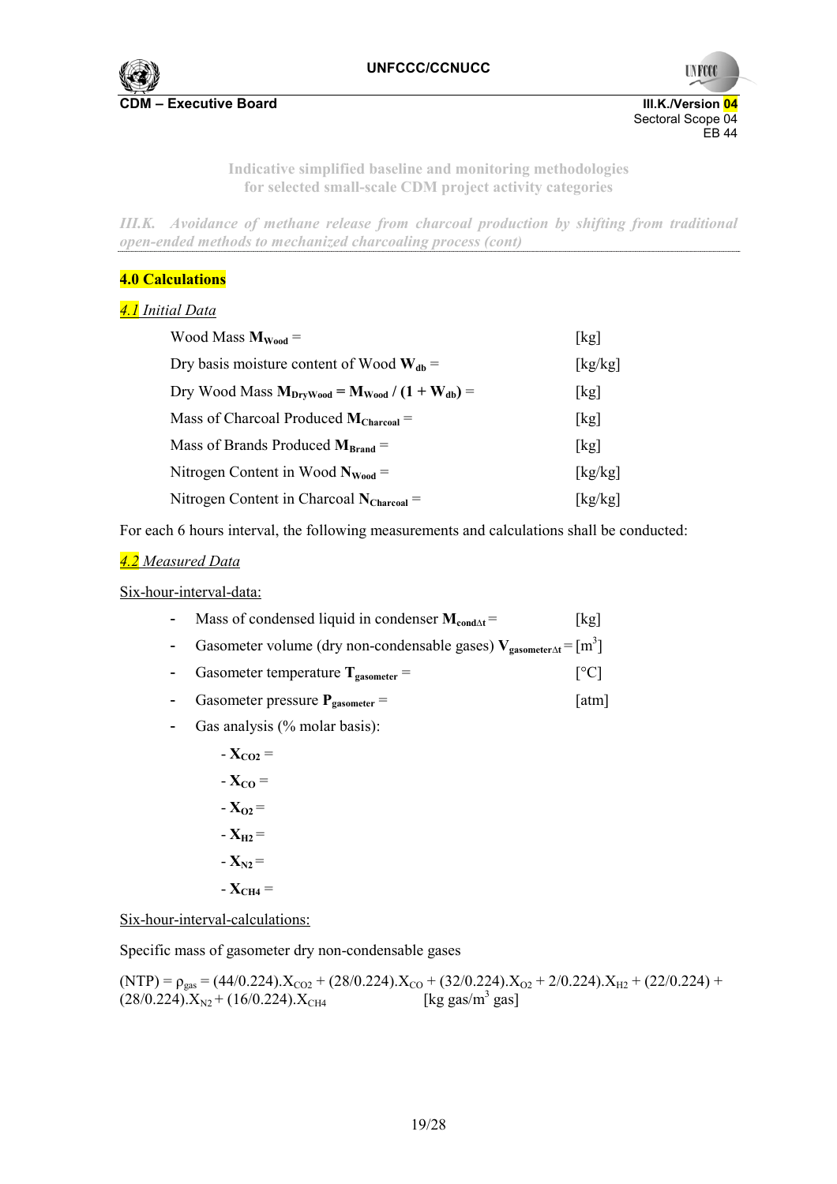**Indicative simplified baseline and monitoring methodologies for selected small-scale CDM project activity categories**

*III.K. Avoidance of methane release from charcoal production by shifting from traditional open-ended methods to mechanized charcoaling process (cont)*

### 4.0 Calculations

*4.1 Initial Data*

Wood Mass $\mathbf{M_{Wood}}$ = [kg]

Dry basis moisture content of Wood $\mathbf{W_{db}}$ = [kg/kg]

Dry Wood Mass $\mathbf{M_{DryWood} = M_{Wood} / (1 + W_{db})}$ = [kg]

Mass of Charcoal Produced $\mathbf{M_{Charcoal}}$ = [kg]

Mass of Brands Produced $\mathbf{M_{Brand}}$ = [kg]

Nitrogen Content in Wood $\mathbf{N_{Wood}}$ = [kg/kg]

Nitrogen Content in Charcoal $\mathbf{N_{Charcoal}}$ = [kg/kg]

For each 6 hours interval, the following measurements and calculations shall be conducted:

*4.2 Measured Data*

Six-hour-interval-data:

- Mass of condensed liquid in condenser $\mathbf{M_{cond\Delta t}}$ = [kg]
- Gasometer volume (dry non-condensable gases) $\mathbf{V_{gasometer\Delta t}}$ = [m$^3$]
- Gasometer temperature $\mathbf{T_{gasometer}}$ = [°C]
- Gasometer pressure $\mathbf{P_{gasometer}}$ = [atm]
- Gas analysis (% molar basis):
  - $\mathbf{X_{CO2}}$ =
  - $\mathbf{X_{CO}}$ =
  - $\mathbf{X_{O2}}$ =
  - $\mathbf{X_{H2}}$ =
  - $\mathbf{X_{N2}}$ =
  - $\mathbf{X_{CH4}}$ =

Six-hour-interval-calculations:

Specific mass of gasometer dry non-condensable gases

(NTP) = $\rho_{gas} = (44/0.224).X_{CO2} + (28/0.224).X_{CO} + (32/0.224).X_{O2} + 2/0.224).X_{H2} + (22/0.224) + (28/0.224).X_{N2} + (16/0.224).X_{CH4}$ [kg gas/m$^3$ gas]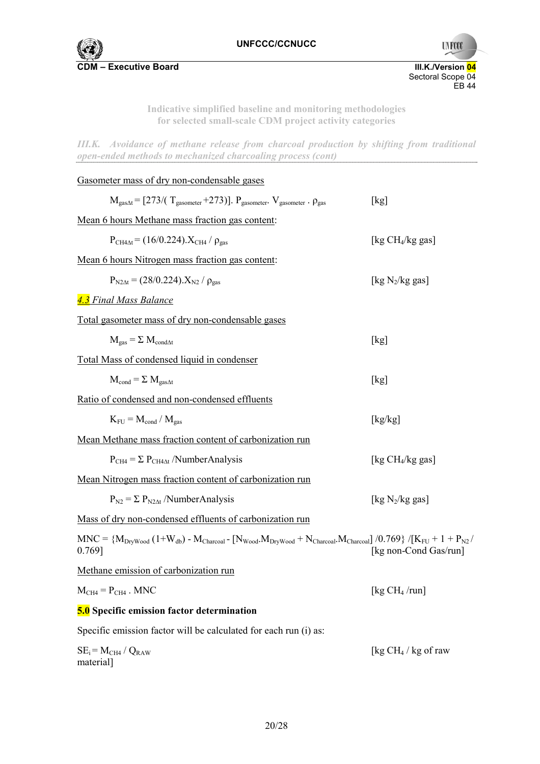Indicative simplified baseline and monitoring methodologies for selected small-scale CDM project activity categories

*III.K. Avoidance of methane release from charcoal production by shifting from traditional open-ended methods to mechanized charcoaling process (cont)*

Gasometer mass of dry non-condensable gases

$$M_{gas\Delta t} = [273/(T_{gasometer} + 273)].\ P_{gasometer}.\ V_{gasometer}\ .\ \rho_{gas} \qquad [kg]$$

Mean 6 hours Methane mass fraction gas content:

$$P_{CH4\Delta t} = (16/0.224).X_{CH4} / \rho_{gas} \qquad [kg\ CH_4/kg\ gas]$$

Mean 6 hours Nitrogen mass fraction gas content:

$$P_{N2\Delta t} = (28/0.224).X_{N2} / \rho_{gas} \qquad [kg\ N_2/kg\ gas]$$

*4.3 Final Mass Balance*

Total gasometer mass of dry non-condensable gases

$$M_{gas} = \Sigma\ M_{cond\Delta t} \qquad [kg]$$

Total Mass of condensed liquid in condenser

$$M_{cond} = \Sigma\ M_{gas\Delta t} \qquad [kg]$$

Ratio of condensed and non-condensed effluents

$$K_{FU} = M_{cond} / M_{gas} \qquad [kg/kg]$$

Mean Methane mass fraction content of carbonization run

$$P_{CH4} = \Sigma\ P_{CH4\Delta t} / NumberAnalysis \qquad [kg\ CH_4/kg\ gas]$$

Mean Nitrogen mass fraction content of carbonization run

$$P_{N2} = \Sigma\ P_{N2\Delta t} / NumberAnalysis \qquad [kg\ N_2/kg\ gas]$$

Mass of dry non-condensed effluents of carbonization run

$$MNC = \{M_{DryWood}\ (1+W_{db}) - M_{Charcoal} - [N_{Wood}.M_{DryWood} + N_{Charcoal}.M_{Charcoal}]\ /0.769\}\ /[K_{FU} + 1 + P_{N2} / 0.769] \qquad [kg\ non\text{-}Cond\ Gas/run]$$

Methane emission of carbonization run

$$M_{CH4} = P_{CH4}\ .\ MNC \qquad [kg\ CH_4\ /run]$$

**5.0 Specific emission factor determination**

Specific emission factor will be calculated for each run (i) as:

$$SE_i = M_{CH4} / Q_{RAW} \qquad [kg\ CH_4\ /\ kg\ of\ raw\ material]$$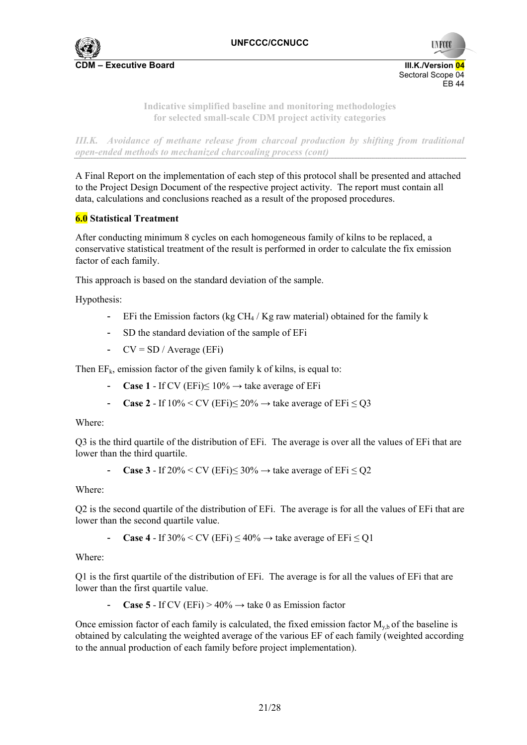A Final Report on the implementation of each step of this protocol shall be presented and attached to the Project Design Document of the respective project activity. The report must contain all data, calculations and conclusions reached as a result of the proposed procedures.

**6.0 Statistical Treatment**

After conducting minimum 8 cycles on each homogeneous family of kilns to be replaced, a conservative statistical treatment of the result is performed in order to calculate the fix emission factor of each family.

This approach is based on the standard deviation of the sample.

Hypothesis:

- EFi the Emission factors (kg $CH_4$ / Kg raw material) obtained for the family k
- SD the standard deviation of the sample of EFi
- CV = SD / Average (EFi)

Then $EF_k$, emission factor of the given family k of kilns, is equal to:

- **Case 1** - If CV (EFi)≤ 10% → take average of EFi
- **Case 2** - If 10% < CV (EFi)≤ 20% → take average of EFi ≤ Q3

Where:

Q3 is the third quartile of the distribution of EFi. The average is over all the values of EFi that are lower than the third quartile.

- **Case 3** - If 20% < CV (EFi)≤ 30% → take average of EFi ≤ Q2

Where:

Q2 is the second quartile of the distribution of EFi. The average is for all the values of EFi that are lower than the second quartile value.

- **Case 4** - If 30% < CV (EFi) ≤ 40% → take average of EFi ≤ Q1

Where:

Q1 is the first quartile of the distribution of EFi. The average is for all the values of EFi that are lower than the first quartile value.

- **Case 5** - If CV (EFi) > 40% → take 0 as Emission factor

Once emission factor of each family is calculated, the fixed emission factor $M_{y,b}$ of the baseline is obtained by calculating the weighted average of the various EF of each family (weighted according to the annual production of each family before project implementation).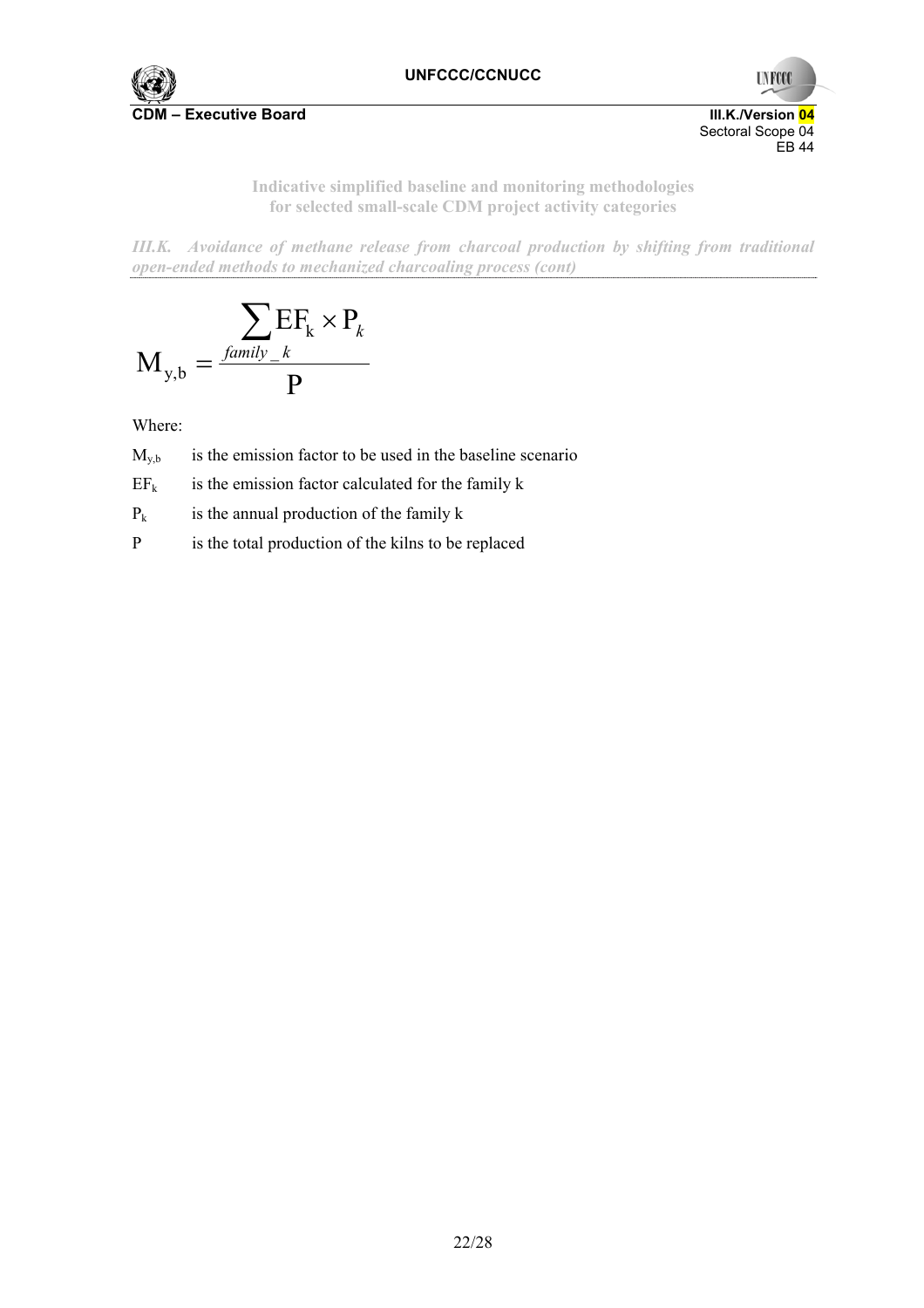*III.K. Avoidance of methane release from charcoal production by shifting from traditional open-ended methods to mechanized charcoaling process (cont)*

$$M_{y,b} = \frac{\sum_{family\_k} EF_k \times P_k}{P}$$

Where:

$M_{y,b}$ is the emission factor to be used in the baseline scenario

$EF_k$ is the emission factor calculated for the family k

$P_k$ is the annual production of the family k

P is the total production of the kilns to be replaced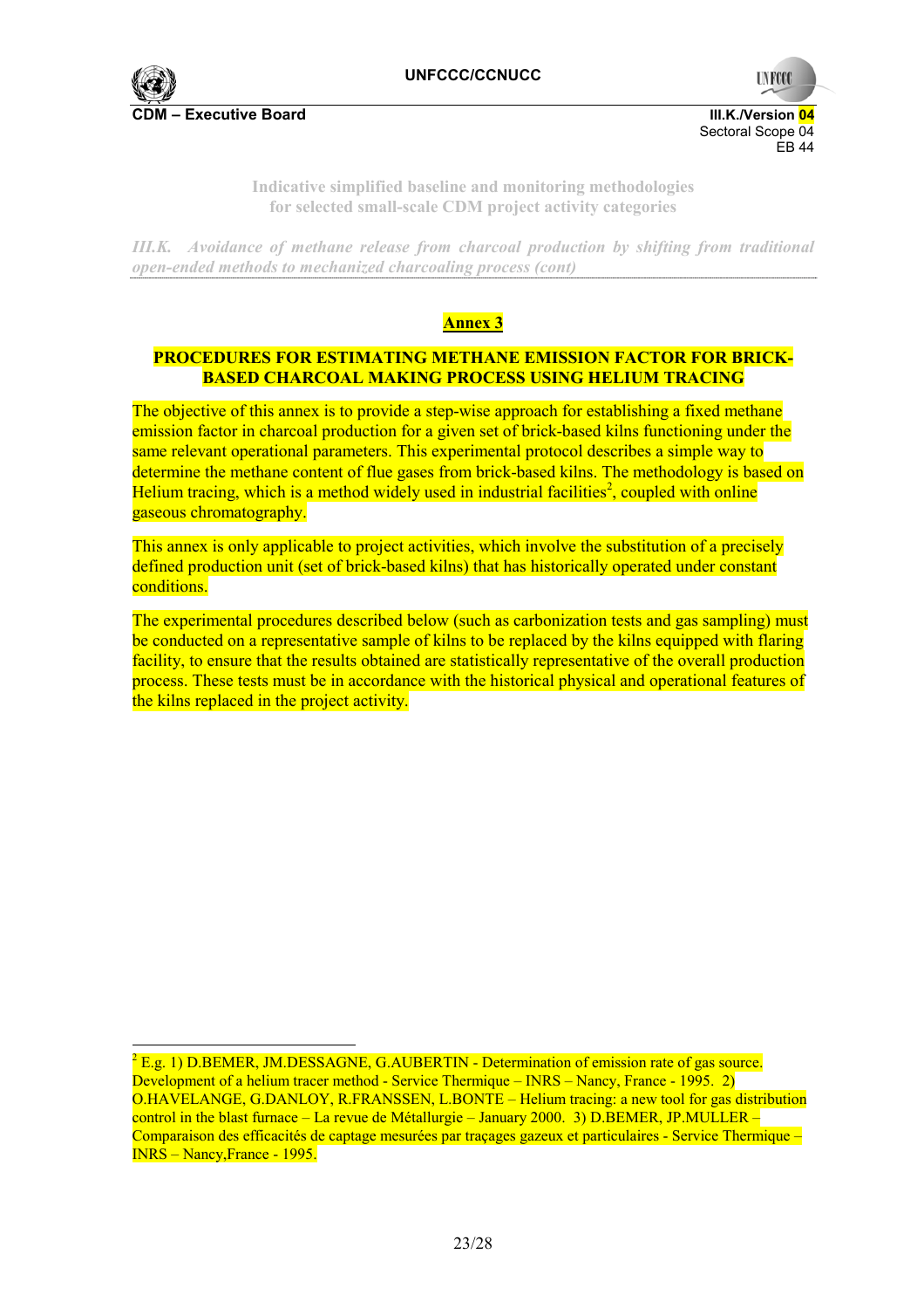## Annex 3

### PROCEDURES FOR ESTIMATING METHANE EMISSION FACTOR FOR BRICK-BASED CHARCOAL MAKING PROCESS USING HELIUM TRACING

The objective of this annex is to provide a step-wise approach for establishing a fixed methane emission factor in charcoal production for a given set of brick-based kilns functioning under the same relevant operational parameters. This experimental protocol describes a simple way to determine the methane content of flue gases from brick-based kilns. The methodology is based on Helium tracing, which is a method widely used in industrial facilities[2], coupled with online gaseous chromatography.

This annex is only applicable to project activities, which involve the substitution of a precisely defined production unit (set of brick-based kilns) that has historically operated under constant conditions.

The experimental procedures described below (such as carbonization tests and gas sampling) must be conducted on a representative sample of kilns to be replaced by the kilns equipped with flaring facility, to ensure that the results obtained are statistically representative of the overall production process. These tests must be in accordance with the historical physical and operational features of the kilns replaced in the project activity.

---

[2] E.g. 1) D.BEMER, JM.DESSAGNE, G.AUBERTIN - Determination of emission rate of gas source. Development of a helium tracer method - Service Thermique – INRS – Nancy, France - 1995. 2) O.HAVELANGE, G.DANLOY, R.FRANSSEN, L.BONTE – Helium tracing: a new tool for gas distribution control in the blast furnace – La revue de Métallurgie – January 2000. 3) D.BEMER, JP.MULLER – Comparaison des efficacités de captage mesurées par traçages gazeux et particulaires - Service Thermique – INRS – Nancy,France - 1995.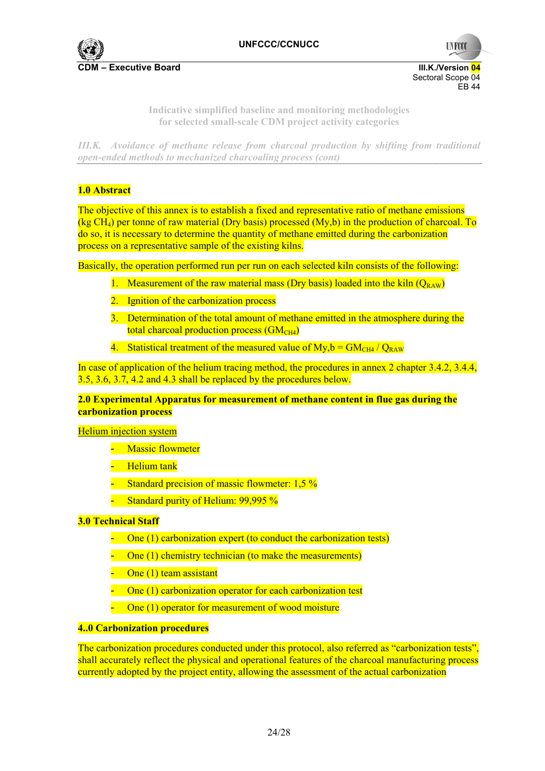### 1.0 Abstract

The objective of this annex is to establish a fixed and representative ratio of methane emissions (kg $CH_4$) per tonne of raw material (Dry basis) processed (My,b) in the production of charcoal. To do so, it is necessary to determine the quantity of methane emitted during the carbonization process on a representative sample of the existing kilns.

Basically, the operation performed run per run on each selected kiln consists of the following:

1. Measurement of the raw material mass (Dry basis) loaded into the kiln ($Q_{RAW}$)
2. Ignition of the carbonization process
3. Determination of the total amount of methane emitted in the atmosphere during the total charcoal production process ($GM_{CH4}$)
4. Statistical treatment of the measured value of $My,b = GM_{CH4} / Q_{RAW}$

In case of application of the helium tracing method, the procedures in annex 2 chapter 3.4.2, 3.4.4, 3.5, 3.6, 3.7, 4.2 and 4.3 shall be replaced by the procedures below.

### 2.0 Experimental Apparatus for measurement of methane content in flue gas during the carbonization process

Helium injection system

- Massic flowmeter
- Helium tank
- Standard precision of massic flowmeter: 1,5 %
- Standard purity of Helium: 99,995 %

### 3.0 Technical Staff

- One (1) carbonization expert (to conduct the carbonization tests)
- One (1) chemistry technician (to make the measurements)
- One (1) team assistant
- One (1) carbonization operator for each carbonization test
- One (1) operator for measurement of wood moisture

### 4..0 Carbonization procedures

The carbonization procedures conducted under this protocol, also referred as "carbonization tests", shall accurately reflect the physical and operational features of the charcoal manufacturing process currently adopted by the project entity, allowing the assessment of the actual carbonization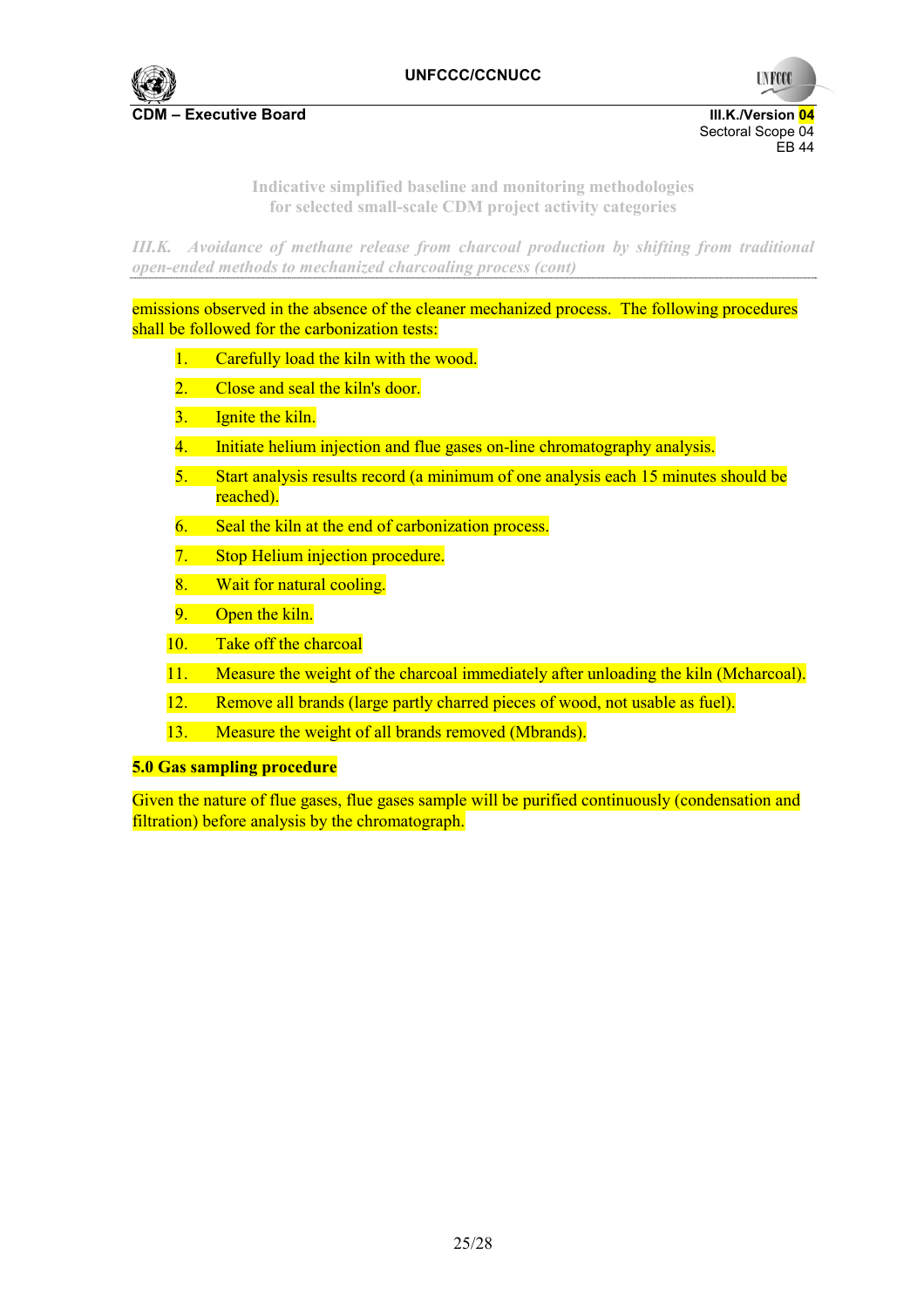emissions observed in the absence of the cleaner mechanized process. The following procedures shall be followed for the carbonization tests:

1. Carefully load the kiln with the wood.
2. Close and seal the kiln's door.
3. Ignite the kiln.
4. Initiate helium injection and flue gases on-line chromatography analysis.
5. Start analysis results record (a minimum of one analysis each 15 minutes should be reached).
6. Seal the kiln at the end of carbonization process.
7. Stop Helium injection procedure.
8. Wait for natural cooling.
9. Open the kiln.
10. Take off the charcoal
11. Measure the weight of the charcoal immediately after unloading the kiln (Mcharcoal).
12. Remove all brands (large partly charred pieces of wood, not usable as fuel).
13. Measure the weight of all brands removed (Mbrands).

**5.0 Gas sampling procedure**

Given the nature of flue gases, flue gases sample will be purified continuously (condensation and filtration) before analysis by the chromatograph.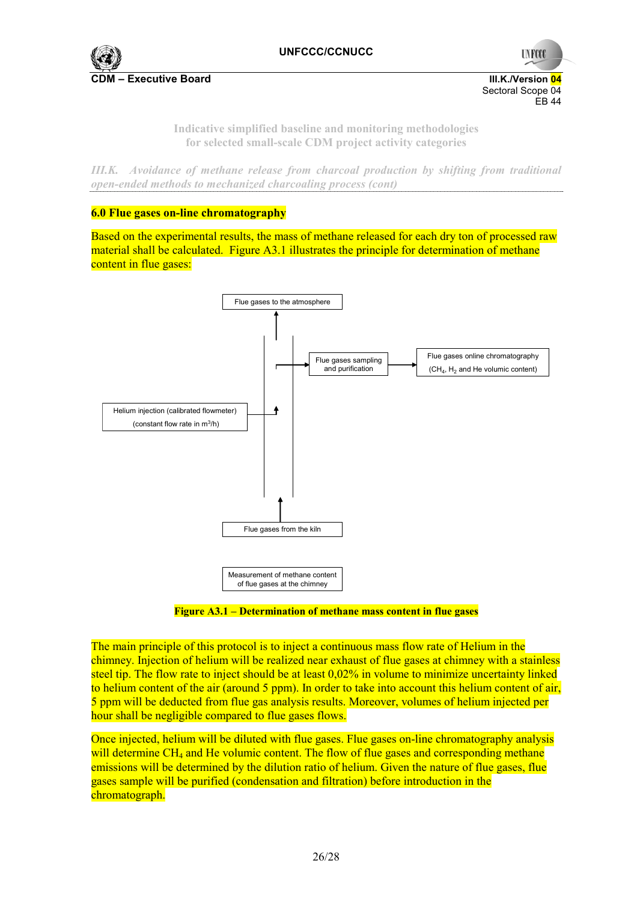*III.K. Avoidance of methane release from charcoal production by shifting from traditional open-ended methods to mechanized charcoaling process (cont)*

## 6.0 Flue gases on-line chromatography

Based on the experimental results, the mass of methane released for each dry ton of processed raw material shall be calculated. Figure A3.1 illustrates the principle for determination of methane content in flue gases:

Flue gases to the atmosphere

Flue gases sampling and purification

Flue gases online chromatography ($CH_4$, $H_2$ and He volumic content)

Helium injection (calibrated flowmeter) (constant flow rate in $m^3$/h)

Flue gases from the kiln

Measurement of methane content of flue gases at the chimney

**Figure A3.1 – Determination of methane mass content in flue gases**

The main principle of this protocol is to inject a continuous mass flow rate of Helium in the chimney. Injection of helium will be realized near exhaust of flue gases at chimney with a stainless steel tip. The flow rate to inject should be at least 0,02% in volume to minimize uncertainty linked to helium content of the air (around 5 ppm). In order to take into account this helium content of air, 5 ppm will be deducted from flue gas analysis results. Moreover, volumes of helium injected per hour shall be negligible compared to flue gases flows.

Once injected, helium will be diluted with flue gases. Flue gases on-line chromatography analysis will determine $CH_4$ and He volumic content. The flow of flue gases and corresponding methane emissions will be determined by the dilution ratio of helium. Given the nature of flue gases, flue gases sample will be purified (condensation and filtration) before introduction in the chromatograph.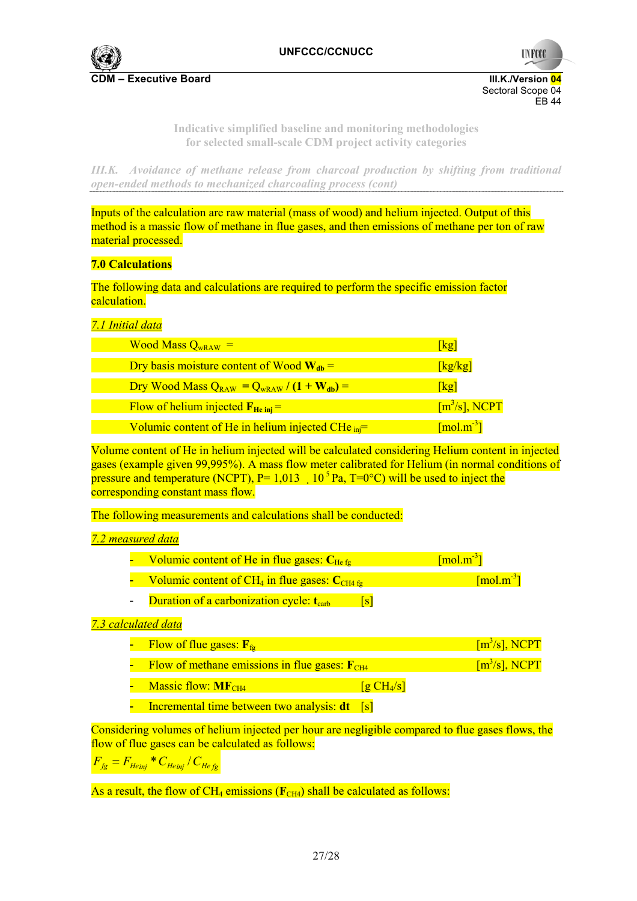Inputs of the calculation are raw material (mass of wood) and helium injected. Output of this method is a massic flow of methane in flue gases, and then emissions of methane per ton of raw material processed.

**7.0 Calculations**

The following data and calculations are required to perform the specific emission factor calculation.

*7.1 Initial data*

| | |
|---|---|
| Wood Mass $Q_{wRAW}$ = | [kg] |
| Dry basis moisture content of Wood $\mathbf{W_{db}}$ = | [kg/kg] |
| Dry Wood Mass $Q_{RAW}$ **=** $Q_{wRAW}$ **/ (1 +** $\mathbf{W_{db}}$**)** = | [kg] |
| Flow of helium injected $\mathbf{F_{He\ inj}}$ = | [$m^3$/s], NCPT |
| Volumic content of He in helium injected $CHe_{inj}$= | [$mol.m^{-3}$] |

Volume content of He in helium injected will be calculated considering Helium content in injected gases (example given 99,995%). A mass flow meter calibrated for Helium (in normal conditions of pressure and temperature (NCPT), P= 1,013 . $10^5$ Pa, T=0°C) will be used to inject the corresponding constant mass flow.

The following measurements and calculations shall be conducted:

*7.2 measured data*

- Volumic content of He in flue gases: $\mathbf{C_{He\ fg}}$ [$mol.m^{-3}$]
- Volumic content of $CH_4$ in flue gases: $\mathbf{C_{CH4\ fg}}$ [$mol.m^{-3}$]
- Duration of a carbonization cycle: $\mathbf{t_{carb}}$ [s]

*7.3 calculated data*

- Flow of flue gases: $\mathbf{F_{fg}}$ [$m^3$/s], NCPT
- Flow of methane emissions in flue gases: $\mathbf{F_{CH4}}$ [$m^3$/s], NCPT
- Massic flow: $\mathbf{MF_{CH4}}$ [g $CH_4$/s]
- Incremental time between two analysis: **dt** [s]

Considering volumes of helium injected per hour are negligible compared to flue gases flows, the flow of flue gases can be calculated as follows:

$$F_{fg} = F_{Heinj} * C_{Heinj} / C_{He\ fg}$$

As a result, the flow of $CH_4$ emissions ($\mathbf{F_{CH4}}$) shall be calculated as follows: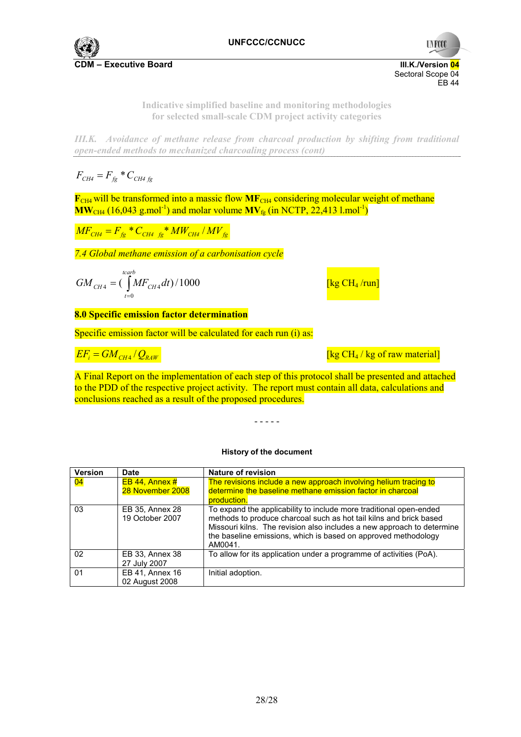Indicative simplified baseline and monitoring methodologies for selected small-scale CDM project activity categories

*III.K. Avoidance of methane release from charcoal production by shifting from traditional open-ended methods to mechanized charcoaling process (cont)*

$$F_{CH4} = F_{fg} * C_{CH4\ fg}$$

$\mathbf{F}_{CH4}$ will be transformed into a massic flow $\mathbf{MF}_{CH4}$ considering molecular weight of methane $\mathbf{MW}_{CH4}$ (16,043 $g.mol^{-1}$) and molar volume $\mathbf{MV}_{fg}$ (in NCTP, 22,413 $l.mol^{-1}$)

$$MF_{CH4} = F_{fg} * C_{CH4\ fg} * MW_{CH4} / MV_{fg}$$

*7.4 Global methane emission of a carbonisation cycle*

$$GM_{CH4} = \left(\int_{t=0}^{tcarb} MF_{CH4} dt\right)/1000 \qquad \text{[kg } CH_4 \text{ /run]}$$

**8.0 Specific emission factor determination**

Specific emission factor will be calculated for each run (i) as:

$$EF_i = GM_{CH4} / Q_{RAW} \qquad \text{[kg } CH_4 \text{ / kg of raw material]}$$

A Final Report on the implementation of each step of this protocol shall be presented and attached to the PDD of the respective project activity. The report must contain all data, calculations and conclusions reached as a result of the proposed procedures.

- - - - -

**History of the document**

| Version | Date | Nature of revision |
|---|---|---|
| 04 | EB 44, Annex # 28 November 2008 | The revisions include a new approach involving helium tracing to determine the baseline methane emission factor in charcoal production. |
| 03 | EB 35, Annex 28 19 October 2007 | To expand the applicability to include more traditional open-ended methods to produce charcoal such as hot tail kilns and brick based Missouri kilns. The revision also includes a new approach to determine the baseline emissions, which is based on approved methodology AM0041. |
| 02 | EB 33, Annex 38 27 July 2007 | To allow for its application under a programme of activities (PoA). |
| 01 | EB 41, Annex 16 02 August 2008 | Initial adoption. |